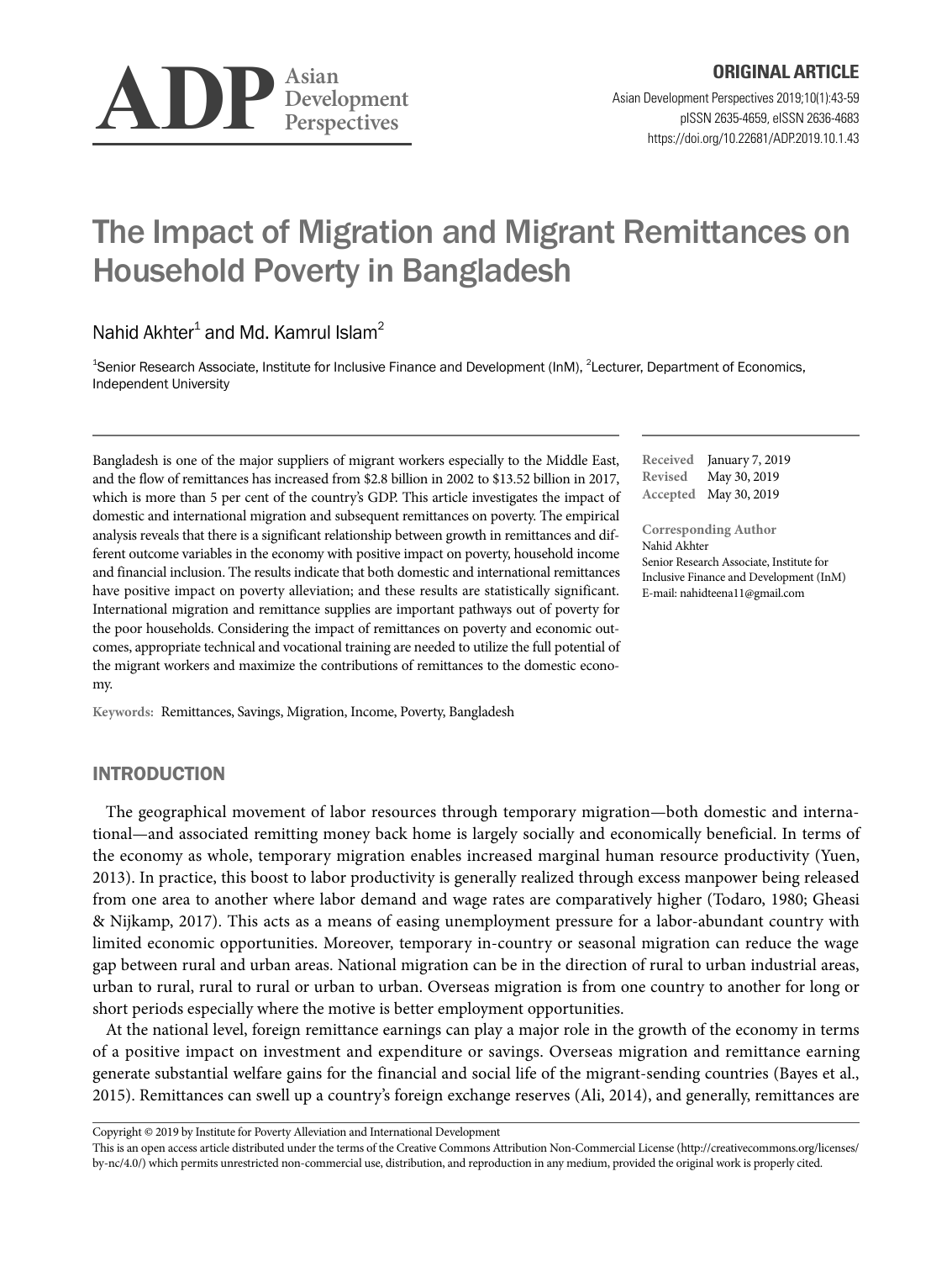ORIGINAL ARTICLE

# The Impact of Migration and Migrant Remittances on Household Poverty in Bangladesh

Nahid Akhter[1] and Md. Kamrul Islam[2]

[1]Senior Research Associate, Institute for Inclusive Finance and Development (InM), [2]Lecturer, Department of Economics, Independent University

Bangladesh is one of the major suppliers of migrant workers especially to the Middle East, and the flow of remittances has increased from $2.8 billion in 2002 to $13.52 billion in 2017, which is more than 5 per cent of the country's GDP. This article investigates the impact of domestic and international migration and subsequent remittances on poverty. The empirical analysis reveals that there is a significant relationship between growth in remittances and different outcome variables in the economy with positive impact on poverty, household income and financial inclusion. The results indicate that both domestic and international remittances have positive impact on poverty alleviation; and these results are statistically significant. International migration and remittance supplies are important pathways out of poverty for the poor households. Considering the impact of remittances on poverty and economic outcomes, appropriate technical and vocational training are needed to utilize the full potential of the migrant workers and maximize the contributions of remittances to the domestic economy.

**Keywords:** Remittances, Savings, Migration, Income, Poverty, Bangladesh

**Received** January 7, 2019
**Revised** May 30, 2019
**Accepted** May 30, 2019

**Corresponding Author**
Nahid Akhter
Senior Research Associate, Institute for Inclusive Finance and Development (InM)
E-mail: nahidteena11@gmail.com

## INTRODUCTION

The geographical movement of labor resources through temporary migration—both domestic and international—and associated remitting money back home is largely socially and economically beneficial. In terms of the economy as whole, temporary migration enables increased marginal human resource productivity (Yuen, 2013). In practice, this boost to labor productivity is generally realized through excess manpower being released from one area to another where labor demand and wage rates are comparatively higher (Todaro, 1980; Gheasi & Nijkamp, 2017). This acts as a means of easing unemployment pressure for a labor-abundant country with limited economic opportunities. Moreover, temporary in-country or seasonal migration can reduce the wage gap between rural and urban areas. National migration can be in the direction of rural to urban industrial areas, urban to rural, rural to rural or urban to urban. Overseas migration is from one country to another for long or short periods especially where the motive is better employment opportunities.

At the national level, foreign remittance earnings can play a major role in the growth of the economy in terms of a positive impact on investment and expenditure or savings. Overseas migration and remittance earning generate substantial welfare gains for the financial and social life of the migrant-sending countries (Bayes et al., 2015). Remittances can swell up a country's foreign exchange reserves (Ali, 2014), and generally, remittances are

Copyright © 2019 by Institute for Poverty Alleviation and International Development

This is an open access article distributed under the terms of the Creative Commons Attribution Non-Commercial License (http://creativecommons.org/licenses/by-nc/4.0/) which permits unrestricted non-commercial use, distribution, and reproduction in any medium, provided the original work is properly cited.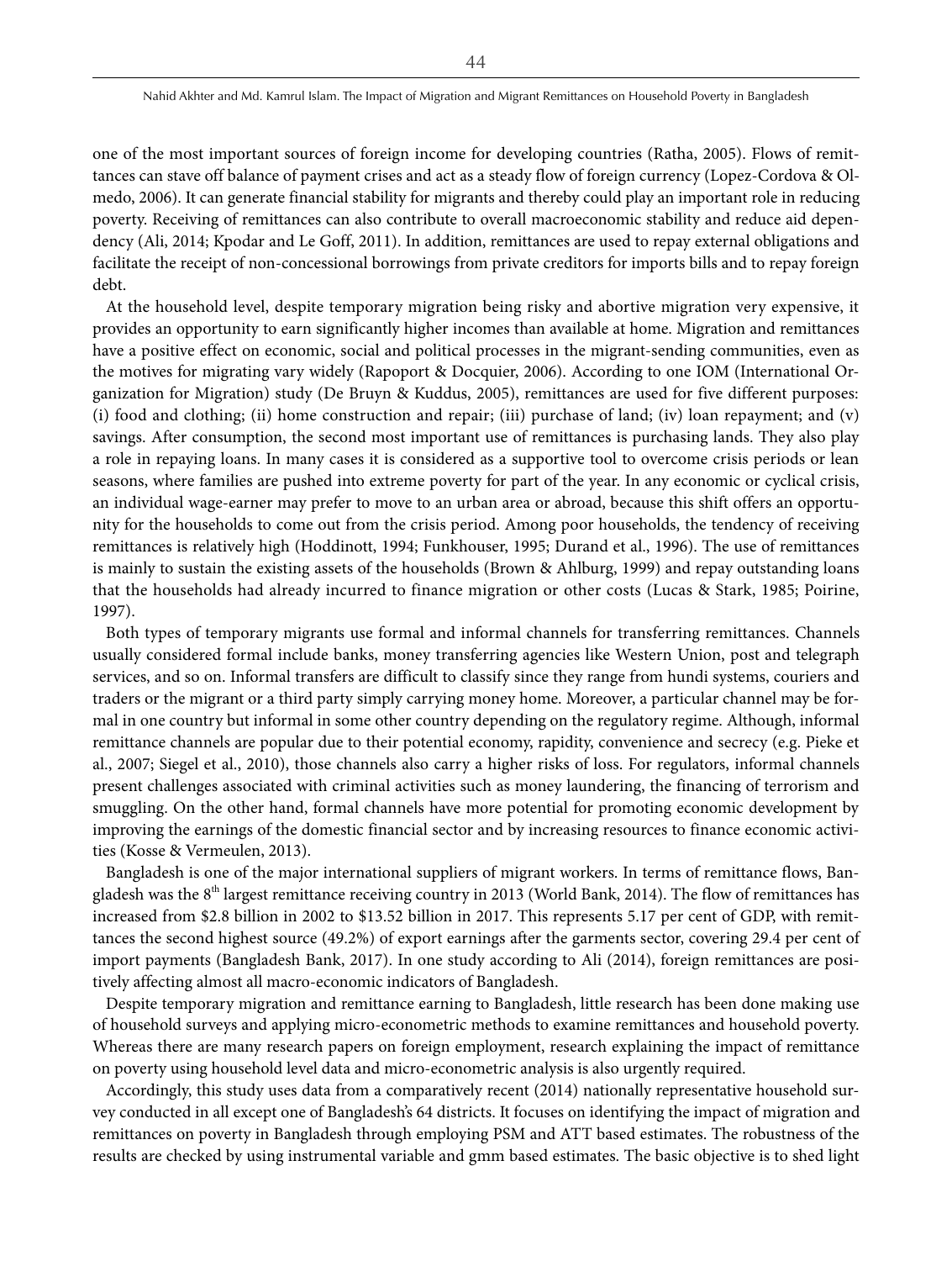one of the most important sources of foreign income for developing countries (Ratha, 2005). Flows of remittances can stave off balance of payment crises and act as a steady flow of foreign currency (Lopez-Cordova & Olmedo, 2006). It can generate financial stability for migrants and thereby could play an important role in reducing poverty. Receiving of remittances can also contribute to overall macroeconomic stability and reduce aid dependency (Ali, 2014; Kpodar and Le Goff, 2011). In addition, remittances are used to repay external obligations and facilitate the receipt of non-concessional borrowings from private creditors for imports bills and to repay foreign debt.

At the household level, despite temporary migration being risky and abortive migration very expensive, it provides an opportunity to earn significantly higher incomes than available at home. Migration and remittances have a positive effect on economic, social and political processes in the migrant-sending communities, even as the motives for migrating vary widely (Rapoport & Docquier, 2006). According to one IOM (International Organization for Migration) study (De Bruyn & Kuddus, 2005), remittances are used for five different purposes: (i) food and clothing; (ii) home construction and repair; (iii) purchase of land; (iv) loan repayment; and (v) savings. After consumption, the second most important use of remittances is purchasing lands. They also play a role in repaying loans. In many cases it is considered as a supportive tool to overcome crisis periods or lean seasons, where families are pushed into extreme poverty for part of the year. In any economic or cyclical crisis, an individual wage-earner may prefer to move to an urban area or abroad, because this shift offers an opportunity for the households to come out from the crisis period. Among poor households, the tendency of receiving remittances is relatively high (Hoddinott, 1994; Funkhouser, 1995; Durand et al., 1996). The use of remittances is mainly to sustain the existing assets of the households (Brown & Ahlburg, 1999) and repay outstanding loans that the households had already incurred to finance migration or other costs (Lucas & Stark, 1985; Poirine, 1997).

Both types of temporary migrants use formal and informal channels for transferring remittances. Channels usually considered formal include banks, money transferring agencies like Western Union, post and telegraph services, and so on. Informal transfers are difficult to classify since they range from hundi systems, couriers and traders or the migrant or a third party simply carrying money home. Moreover, a particular channel may be formal in one country but informal in some other country depending on the regulatory regime. Although, informal remittance channels are popular due to their potential economy, rapidity, convenience and secrecy (e.g. Pieke et al., 2007; Siegel et al., 2010), those channels also carry a higher risks of loss. For regulators, informal channels present challenges associated with criminal activities such as money laundering, the financing of terrorism and smuggling. On the other hand, formal channels have more potential for promoting economic development by improving the earnings of the domestic financial sector and by increasing resources to finance economic activities (Kosse & Vermeulen, 2013).

Bangladesh is one of the major international suppliers of migrant workers. In terms of remittance flows, Bangladesh was the 8th largest remittance receiving country in 2013 (World Bank, 2014). The flow of remittances has increased from \$2.8 billion in 2002 to \$13.52 billion in 2017. This represents 5.17 per cent of GDP, with remittances the second highest source (49.2%) of export earnings after the garments sector, covering 29.4 per cent of import payments (Bangladesh Bank, 2017). In one study according to Ali (2014), foreign remittances are positively affecting almost all macro-economic indicators of Bangladesh.

Despite temporary migration and remittance earning to Bangladesh, little research has been done making use of household surveys and applying micro-econometric methods to examine remittances and household poverty. Whereas there are many research papers on foreign employment, research explaining the impact of remittance on poverty using household level data and micro-econometric analysis is also urgently required.

Accordingly, this study uses data from a comparatively recent (2014) nationally representative household survey conducted in all except one of Bangladesh's 64 districts. It focuses on identifying the impact of migration and remittances on poverty in Bangladesh through employing PSM and ATT based estimates. The robustness of the results are checked by using instrumental variable and gmm based estimates. The basic objective is to shed light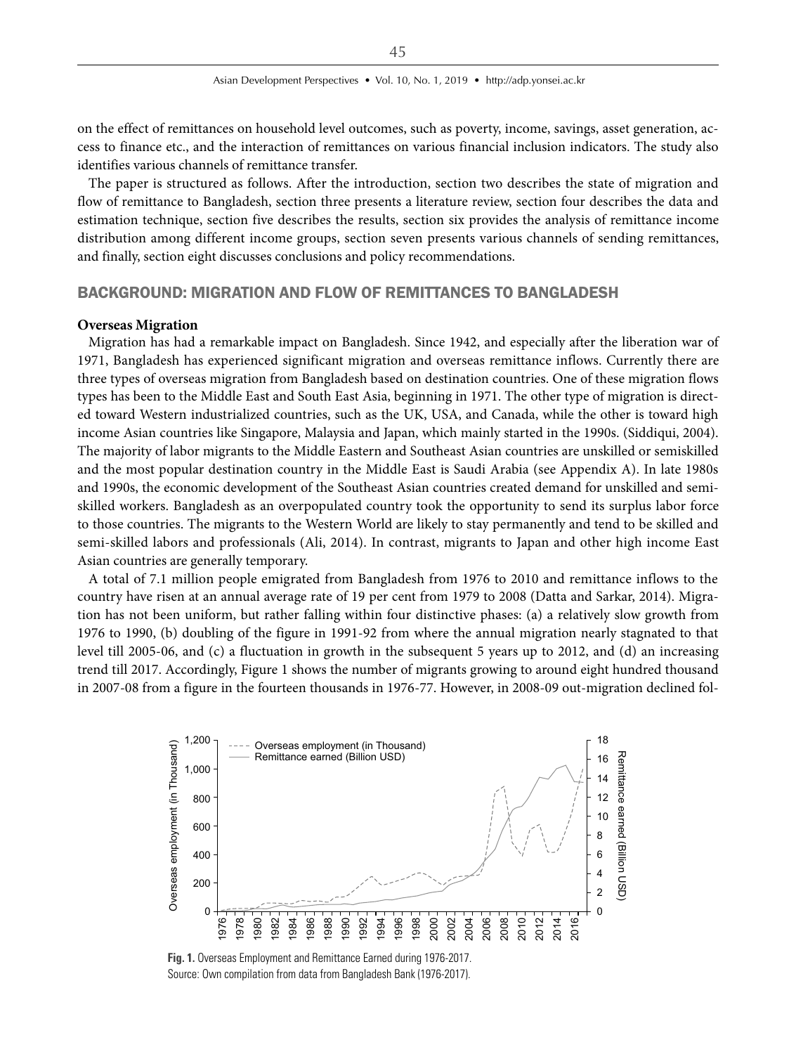on the effect of remittances on household level outcomes, such as poverty, income, savings, asset generation, access to finance etc., and the interaction of remittances on various financial inclusion indicators. The study also identifies various channels of remittance transfer.

The paper is structured as follows. After the introduction, section two describes the state of migration and flow of remittance to Bangladesh, section three presents a literature review, section four describes the data and estimation technique, section five describes the results, section six provides the analysis of remittance income distribution among different income groups, section seven presents various channels of sending remittances, and finally, section eight discusses conclusions and policy recommendations.

## BACKGROUND: MIGRATION AND FLOW OF REMITTANCES TO BANGLADESH

**Overseas Migration**

Migration has had a remarkable impact on Bangladesh. Since 1942, and especially after the liberation war of 1971, Bangladesh has experienced significant migration and overseas remittance inflows. Currently there are three types of overseas migration from Bangladesh based on destination countries. One of these migration flows types has been to the Middle East and South East Asia, beginning in 1971. The other type of migration is directed toward Western industrialized countries, such as the UK, USA, and Canada, while the other is toward high income Asian countries like Singapore, Malaysia and Japan, which mainly started in the 1990s. (Siddiqui, 2004). The majority of labor migrants to the Middle Eastern and Southeast Asian countries are unskilled or semiskilled and the most popular destination country in the Middle East is Saudi Arabia (see Appendix A). In late 1980s and 1990s, the economic development of the Southeast Asian countries created demand for unskilled and semi-skilled workers. Bangladesh as an overpopulated country took the opportunity to send its surplus labor force to those countries. The migrants to the Western World are likely to stay permanently and tend to be skilled and semi-skilled labors and professionals (Ali, 2014). In contrast, migrants to Japan and other high income East Asian countries are generally temporary.

A total of 7.1 million people emigrated from Bangladesh from 1976 to 2010 and remittance inflows to the country have risen at an annual average rate of 19 per cent from 1979 to 2008 (Datta and Sarkar, 2014). Migration has not been uniform, but rather falling within four distinctive phases: (a) a relatively slow growth from 1976 to 1990, (b) doubling of the figure in 1991-92 from where the annual migration nearly stagnated to that level till 2005-06, and (c) a fluctuation in growth in the subsequent 5 years up to 2012, and (d) an increasing trend till 2017. Accordingly, Figure 1 shows the number of migrants growing to around eight hundred thousand in 2007-08 from a figure in the fourteen thousands in 1976-77. However, in 2008-09 out-migration declined fol-

**Fig. 1.** Overseas Employment and Remittance Earned during 1976-2017.
Source: Own compilation from data from Bangladesh Bank (1976-2017).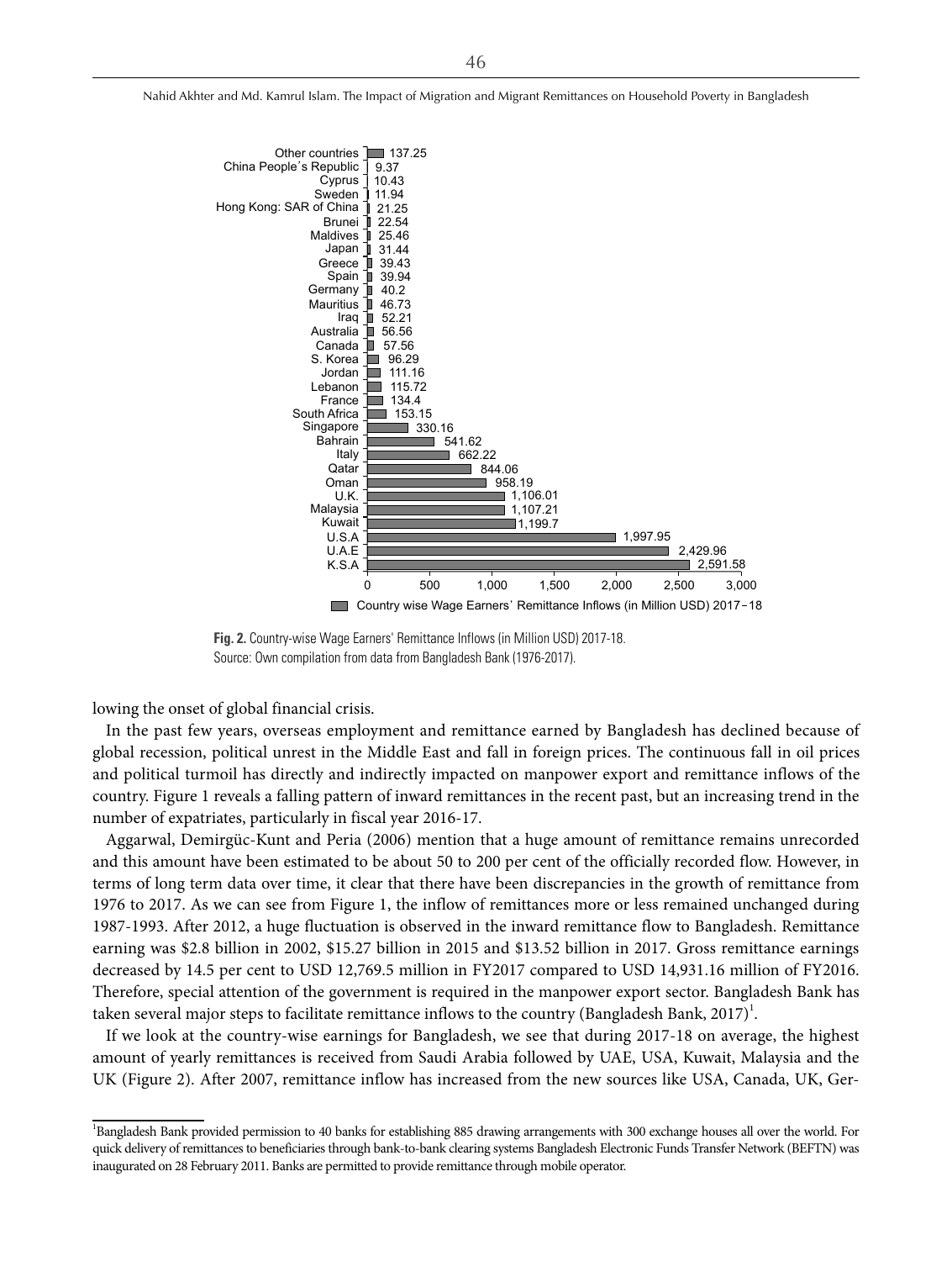| Country | Country wise Wage Earners' Remittance Inflows (in Million USD) 2017–18 |
|---|---|
| Other countries | 137.25 |
| China People's Republic | 9.37 |
| Cyprus | 10.43 |
| Sweden | 11.94 |
| Hong Kong: SAR of China | 21.25 |
| Brunei | 22.54 |
| Maldives | 25.46 |
| Japan | 31.44 |
| Greece | 39.43 |
| Spain | 39.94 |
| Germany | 40.2 |
| Mauritius | 46.73 |
| Iraq | 52.21 |
| Australia | 56.56 |
| Canada | 57.56 |
| S. Korea | 96.29 |
| Jordan | 111.16 |
| Lebanon | 115.72 |
| France | 134.4 |
| South Africa | 153.15 |
| Singapore | 330.16 |
| Bahrain | 541.62 |
| Italy | 662.22 |
| Qatar | 844.06 |
| Oman | 958.19 |
| U.K. | 1,106.01 |
| Malaysia | 1,107.21 |
| Kuwait | 1,199.7 |
| U.S.A | 1,997.95 |
| U.A.E | 2,429.96 |
| K.S.A | 2,591.58 |

**Fig. 2.** Country-wise Wage Earners' Remittance Inflows (in Million USD) 2017-18.
Source: Own compilation from data from Bangladesh Bank (1976-2017).

lowing the onset of global financial crisis.

In the past few years, overseas employment and remittance earned by Bangladesh has declined because of global recession, political unrest in the Middle East and fall in foreign prices. The continuous fall in oil prices and political turmoil has directly and indirectly impacted on manpower export and remittance inflows of the country. Figure 1 reveals a falling pattern of inward remittances in the recent past, but an increasing trend in the number of expatriates, particularly in fiscal year 2016-17.

Aggarwal, Demirgüc-Kunt and Peria (2006) mention that a huge amount of remittance remains unrecorded and this amount have been estimated to be about 50 to 200 per cent of the officially recorded flow. However, in terms of long term data over time, it clear that there have been discrepancies in the growth of remittance from 1976 to 2017. As we can see from Figure 1, the inflow of remittances more or less remained unchanged during 1987-1993. After 2012, a huge fluctuation is observed in the inward remittance flow to Bangladesh. Remittance earning was $2.8 billion in 2002, $15.27 billion in 2015 and $13.52 billion in 2017. Gross remittance earnings decreased by 14.5 per cent to USD 12,769.5 million in FY2017 compared to USD 14,931.16 million of FY2016. Therefore, special attention of the government is required in the manpower export sector. Bangladesh Bank has taken several major steps to facilitate remittance inflows to the country (Bangladesh Bank, 2017)[1].

If we look at the country-wise earnings for Bangladesh, we see that during 2017-18 on average, the highest amount of yearly remittances is received from Saudi Arabia followed by UAE, USA, Kuwait, Malaysia and the UK (Figure 2). After 2007, remittance inflow has increased from the new sources like USA, Canada, UK, Ger-

[1] Bangladesh Bank provided permission to 40 banks for establishing 885 drawing arrangements with 300 exchange houses all over the world. For quick delivery of remittances to beneficiaries through bank-to-bank clearing systems Bangladesh Electronic Funds Transfer Network (BEFTN) was inaugurated on 28 February 2011. Banks are permitted to provide remittance through mobile operator.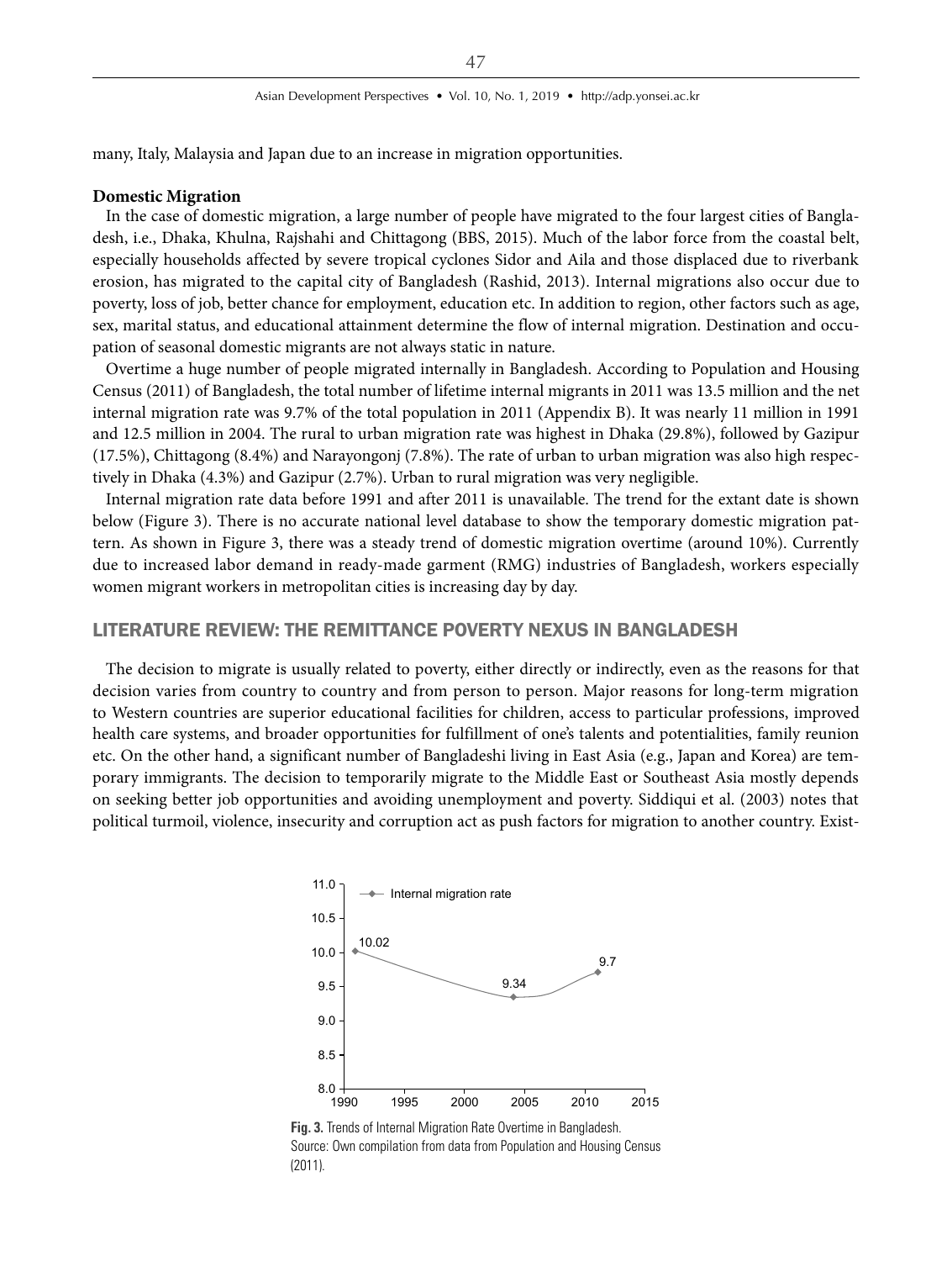many, Italy, Malaysia and Japan due to an increase in migration opportunities.

**Domestic Migration**

In the case of domestic migration, a large number of people have migrated to the four largest cities of Bangladesh, i.e., Dhaka, Khulna, Rajshahi and Chittagong (BBS, 2015). Much of the labor force from the coastal belt, especially households affected by severe tropical cyclones Sidor and Aila and those displaced due to riverbank erosion, has migrated to the capital city of Bangladesh (Rashid, 2013). Internal migrations also occur due to poverty, loss of job, better chance for employment, education etc. In addition to region, other factors such as age, sex, marital status, and educational attainment determine the flow of internal migration. Destination and occupation of seasonal domestic migrants are not always static in nature.

Overtime a huge number of people migrated internally in Bangladesh. According to Population and Housing Census (2011) of Bangladesh, the total number of lifetime internal migrants in 2011 was 13.5 million and the net internal migration rate was 9.7% of the total population in 2011 (Appendix B). It was nearly 11 million in 1991 and 12.5 million in 2004. The rural to urban migration rate was highest in Dhaka (29.8%), followed by Gazipur (17.5%), Chittagong (8.4%) and Narayongonj (7.8%). The rate of urban to urban migration was also high respectively in Dhaka (4.3%) and Gazipur (2.7%). Urban to rural migration was very negligible.

Internal migration rate data before 1991 and after 2011 is unavailable. The trend for the extant date is shown below (Figure 3). There is no accurate national level database to show the temporary domestic migration pattern. As shown in Figure 3, there was a steady trend of domestic migration overtime (around 10%). Currently due to increased labor demand in ready-made garment (RMG) industries of Bangladesh, workers especially women migrant workers in metropolitan cities is increasing day by day.

## LITERATURE REVIEW: THE REMITTANCE POVERTY NEXUS IN BANGLADESH

The decision to migrate is usually related to poverty, either directly or indirectly, even as the reasons for that decision varies from country to country and from person to person. Major reasons for long-term migration to Western countries are superior educational facilities for children, access to particular professions, improved health care systems, and broader opportunities for fulfillment of one's talents and potentialities, family reunion etc. On the other hand, a significant number of Bangladeshi living in East Asia (e.g., Japan and Korea) are temporary immigrants. The decision to temporarily migrate to the Middle East or Southeast Asia mostly depends on seeking better job opportunities and avoiding unemployment and poverty. Siddiqui et al. (2003) notes that political turmoil, violence, insecurity and corruption act as push factors for migration to another country. Exist-

**Fig. 3.** Trends of Internal Migration Rate Overtime in Bangladesh.
Source: Own compilation from data from Population and Housing Census (2011).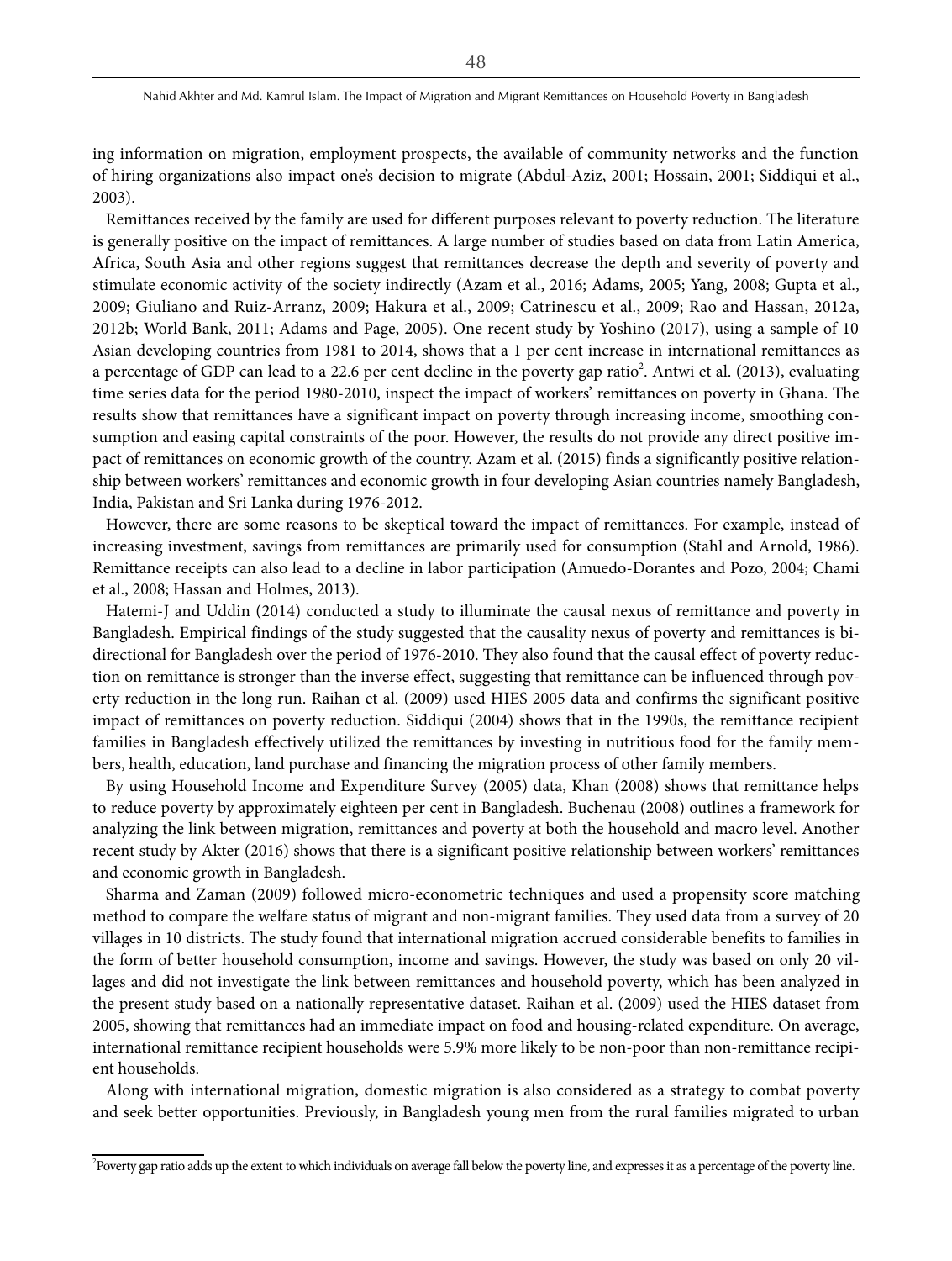ing information on migration, employment prospects, the available of community networks and the function of hiring organizations also impact one's decision to migrate (Abdul-Aziz, 2001; Hossain, 2001; Siddiqui et al., 2003).

Remittances received by the family are used for different purposes relevant to poverty reduction. The literature is generally positive on the impact of remittances. A large number of studies based on data from Latin America, Africa, South Asia and other regions suggest that remittances decrease the depth and severity of poverty and stimulate economic activity of the society indirectly (Azam et al., 2016; Adams, 2005; Yang, 2008; Gupta et al., 2009; Giuliano and Ruiz-Arranz, 2009; Hakura et al., 2009; Catrinescu et al., 2009; Rao and Hassan, 2012a, 2012b; World Bank, 2011; Adams and Page, 2005). One recent study by Yoshino (2017), using a sample of 10 Asian developing countries from 1981 to 2014, shows that a 1 per cent increase in international remittances as a percentage of GDP can lead to a 22.6 per cent decline in the poverty gap ratio[2]. Antwi et al. (2013), evaluating time series data for the period 1980-2010, inspect the impact of workers' remittances on poverty in Ghana. The results show that remittances have a significant impact on poverty through increasing income, smoothing consumption and easing capital constraints of the poor. However, the results do not provide any direct positive impact of remittances on economic growth of the country. Azam et al. (2015) finds a significantly positive relationship between workers' remittances and economic growth in four developing Asian countries namely Bangladesh, India, Pakistan and Sri Lanka during 1976-2012.

However, there are some reasons to be skeptical toward the impact of remittances. For example, instead of increasing investment, savings from remittances are primarily used for consumption (Stahl and Arnold, 1986). Remittance receipts can also lead to a decline in labor participation (Amuedo-Dorantes and Pozo, 2004; Chami et al., 2008; Hassan and Holmes, 2013).

Hatemi-J and Uddin (2014) conducted a study to illuminate the causal nexus of remittance and poverty in Bangladesh. Empirical findings of the study suggested that the causality nexus of poverty and remittances is bidirectional for Bangladesh over the period of 1976-2010. They also found that the causal effect of poverty reduction on remittance is stronger than the inverse effect, suggesting that remittance can be influenced through poverty reduction in the long run. Raihan et al. (2009) used HIES 2005 data and confirms the significant positive impact of remittances on poverty reduction. Siddiqui (2004) shows that in the 1990s, the remittance recipient families in Bangladesh effectively utilized the remittances by investing in nutritious food for the family members, health, education, land purchase and financing the migration process of other family members.

By using Household Income and Expenditure Survey (2005) data, Khan (2008) shows that remittance helps to reduce poverty by approximately eighteen per cent in Bangladesh. Buchenau (2008) outlines a framework for analyzing the link between migration, remittances and poverty at both the household and macro level. Another recent study by Akter (2016) shows that there is a significant positive relationship between workers' remittances and economic growth in Bangladesh.

Sharma and Zaman (2009) followed micro-econometric techniques and used a propensity score matching method to compare the welfare status of migrant and non-migrant families. They used data from a survey of 20 villages in 10 districts. The study found that international migration accrued considerable benefits to families in the form of better household consumption, income and savings. However, the study was based on only 20 villages and did not investigate the link between remittances and household poverty, which has been analyzed in the present study based on a nationally representative dataset. Raihan et al. (2009) used the HIES dataset from 2005, showing that remittances had an immediate impact on food and housing-related expenditure. On average, international remittance recipient households were 5.9% more likely to be non-poor than non-remittance recipient households.

Along with international migration, domestic migration is also considered as a strategy to combat poverty and seek better opportunities. Previously, in Bangladesh young men from the rural families migrated to urban

[2] Poverty gap ratio adds up the extent to which individuals on average fall below the poverty line, and expresses it as a percentage of the poverty line.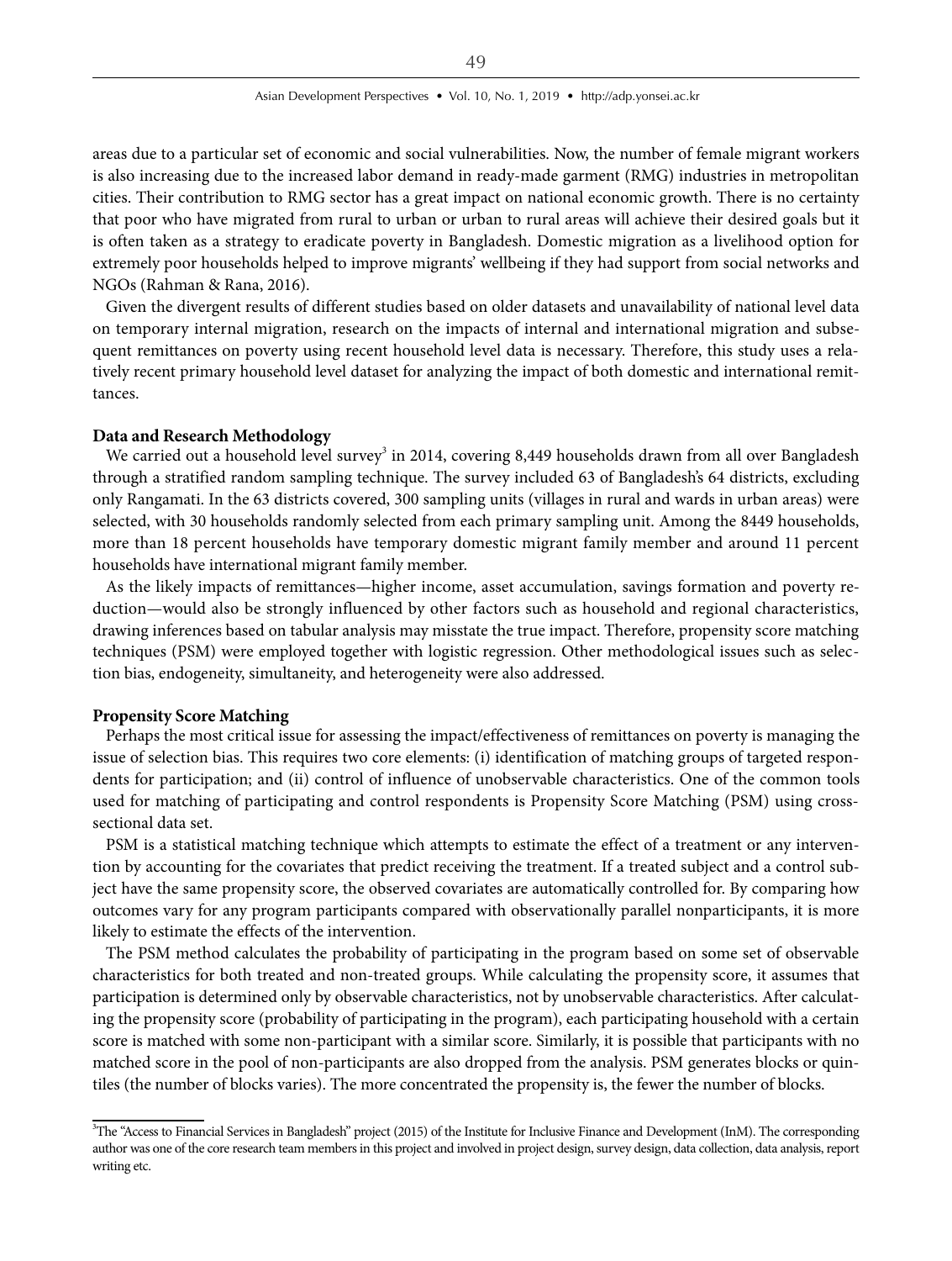areas due to a particular set of economic and social vulnerabilities. Now, the number of female migrant workers is also increasing due to the increased labor demand in ready-made garment (RMG) industries in metropolitan cities. Their contribution to RMG sector has a great impact on national economic growth. There is no certainty that poor who have migrated from rural to urban or urban to rural areas will achieve their desired goals but it is often taken as a strategy to eradicate poverty in Bangladesh. Domestic migration as a livelihood option for extremely poor households helped to improve migrants' wellbeing if they had support from social networks and NGOs (Rahman & Rana, 2016).

Given the divergent results of different studies based on older datasets and unavailability of national level data on temporary internal migration, research on the impacts of internal and international migration and subsequent remittances on poverty using recent household level data is necessary. Therefore, this study uses a relatively recent primary household level dataset for analyzing the impact of both domestic and international remittances.

### Data and Research Methodology

We carried out a household level survey[3] in 2014, covering 8,449 households drawn from all over Bangladesh through a stratified random sampling technique. The survey included 63 of Bangladesh's 64 districts, excluding only Rangamati. In the 63 districts covered, 300 sampling units (villages in rural and wards in urban areas) were selected, with 30 households randomly selected from each primary sampling unit. Among the 8449 households, more than 18 percent households have temporary domestic migrant family member and around 11 percent households have international migrant family member.

As the likely impacts of remittances—higher income, asset accumulation, savings formation and poverty reduction—would also be strongly influenced by other factors such as household and regional characteristics, drawing inferences based on tabular analysis may misstate the true impact. Therefore, propensity score matching techniques (PSM) were employed together with logistic regression. Other methodological issues such as selection bias, endogeneity, simultaneity, and heterogeneity were also addressed.

### Propensity Score Matching

Perhaps the most critical issue for assessing the impact/effectiveness of remittances on poverty is managing the issue of selection bias. This requires two core elements: (i) identification of matching groups of targeted respondents for participation; and (ii) control of influence of unobservable characteristics. One of the common tools used for matching of participating and control respondents is Propensity Score Matching (PSM) using cross-sectional data set.

PSM is a statistical matching technique which attempts to estimate the effect of a treatment or any intervention by accounting for the covariates that predict receiving the treatment. If a treated subject and a control subject have the same propensity score, the observed covariates are automatically controlled for. By comparing how outcomes vary for any program participants compared with observationally parallel nonparticipants, it is more likely to estimate the effects of the intervention.

The PSM method calculates the probability of participating in the program based on some set of observable characteristics for both treated and non-treated groups. While calculating the propensity score, it assumes that participation is determined only by observable characteristics, not by unobservable characteristics. After calculating the propensity score (probability of participating in the program), each participating household with a certain score is matched with some non-participant with a similar score. Similarly, it is possible that participants with no matched score in the pool of non-participants are also dropped from the analysis. PSM generates blocks or quintiles (the number of blocks varies). The more concentrated the propensity is, the fewer the number of blocks.

[3] The "Access to Financial Services in Bangladesh" project (2015) of the Institute for Inclusive Finance and Development (InM). The corresponding author was one of the core research team members in this project and involved in project design, survey design, data collection, data analysis, report writing etc.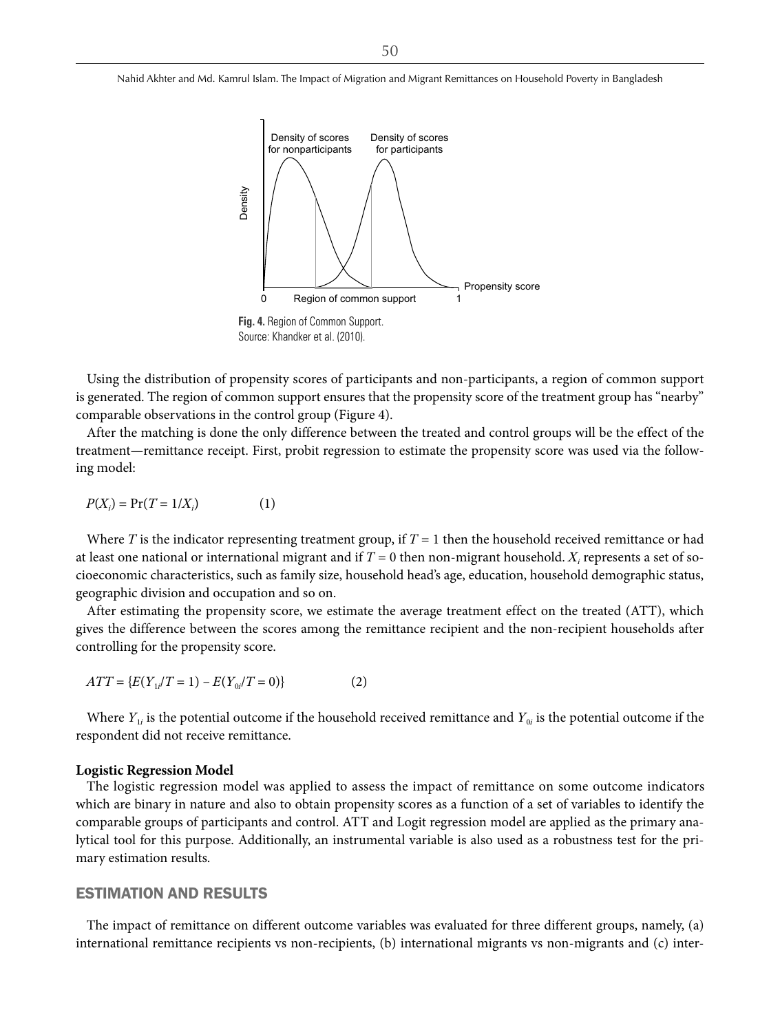Fig. 4. Region of Common Support.
Source: Khandker et al. (2010).

Using the distribution of propensity scores of participants and non-participants, a region of common support is generated. The region of common support ensures that the propensity score of the treatment group has "nearby" comparable observations in the control group (Figure 4).

After the matching is done the only difference between the treated and control groups will be the effect of the treatment—remittance receipt. First, probit regression to estimate the propensity score was used via the following model:

$$P(X_i) = \Pr(T = 1/X_i) \qquad (1)$$

Where $T$ is the indicator representing treatment group, if $T = 1$ then the household received remittance or had at least one national or international migrant and if $T = 0$ then non-migrant household. $X_i$ represents a set of socioeconomic characteristics, such as family size, household head's age, education, household demographic status, geographic division and occupation and so on.

After estimating the propensity score, we estimate the average treatment effect on the treated (ATT), which gives the difference between the scores among the remittance recipient and the non-recipient households after controlling for the propensity score.

$$ATT = \{E(Y_{1i}/T = 1) - E(Y_{0i}/T = 0)\} \qquad (2)$$

Where $Y_{1i}$ is the potential outcome if the household received remittance and $Y_{0i}$ is the potential outcome if the respondent did not receive remittance.

**Logistic Regression Model**

The logistic regression model was applied to assess the impact of remittance on some outcome indicators which are binary in nature and also to obtain propensity scores as a function of a set of variables to identify the comparable groups of participants and control. ATT and Logit regression model are applied as the primary analytical tool for this purpose. Additionally, an instrumental variable is also used as a robustness test for the primary estimation results.

## ESTIMATION AND RESULTS

The impact of remittance on different outcome variables was evaluated for three different groups, namely, (a) international remittance recipients vs non-recipients, (b) international migrants vs non-migrants and (c) inter-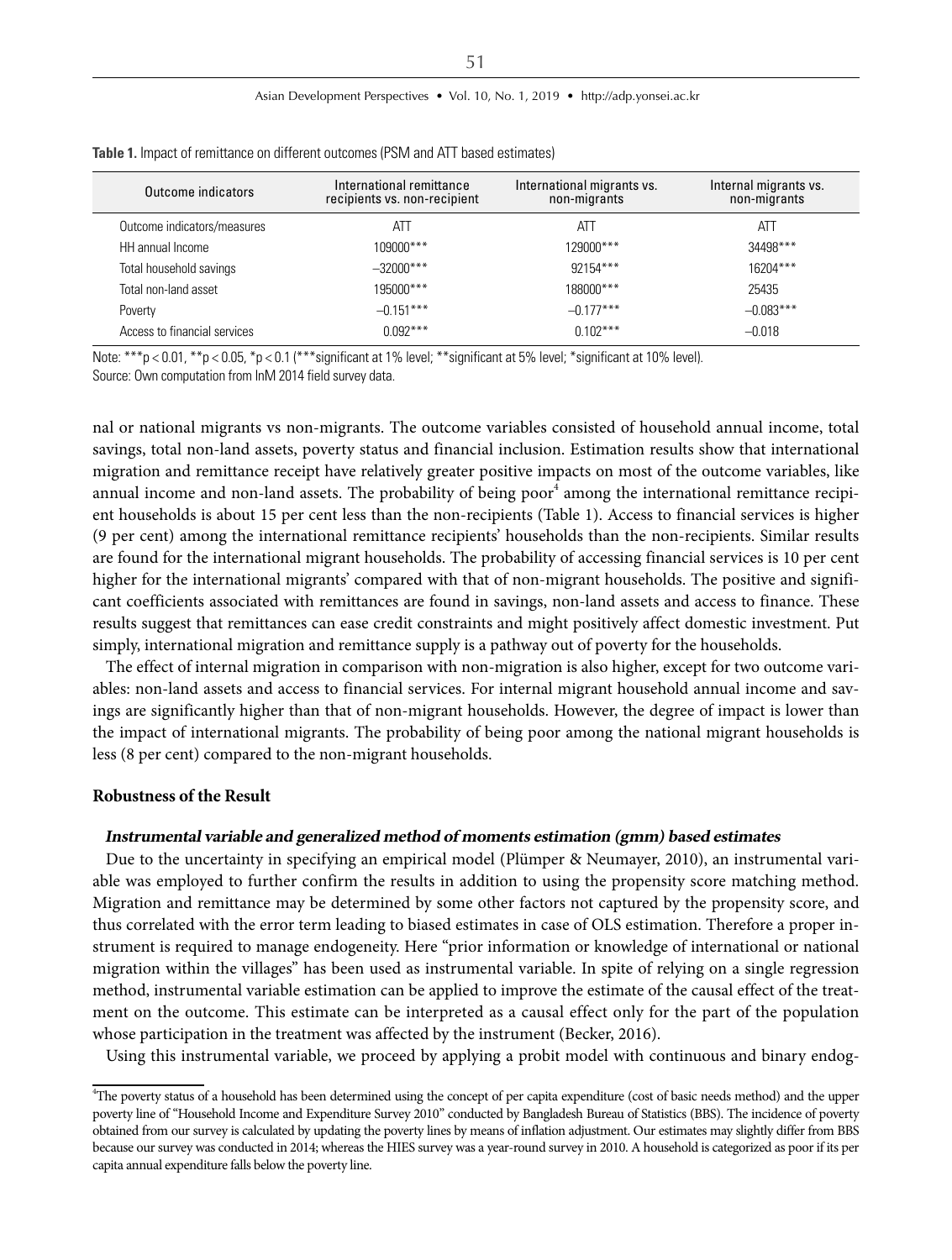**Table 1.** Impact of remittance on different outcomes (PSM and ATT based estimates)

| Outcome indicators | International remittance recipients vs. non-recipient | International migrants vs. non-migrants | Internal migrants vs. non-migrants |
|---|---|---|---|
| Outcome indicators/measures | ATT | ATT | ATT |
| HH annual Income | 109000*** | 129000*** | 34498*** |
| Total household savings | −32000*** | 92154*** | 16204*** |
| Total non-land asset | 195000*** | 188000*** | 25435 |
| Poverty | −0.151*** | −0.177*** | −0.083*** |
| Access to financial services | 0.092*** | 0.102*** | −0.018 |

Note: ***p < 0.01, **p < 0.05, *p < 0.1 (***significant at 1% level; **significant at 5% level; *significant at 10% level).
Source: Own computation from InM 2014 field survey data.

nal or national migrants vs non-migrants. The outcome variables consisted of household annual income, total savings, total non-land assets, poverty status and financial inclusion. Estimation results show that international migration and remittance receipt have relatively greater positive impacts on most of the outcome variables, like annual income and non-land assets. The probability of being poor[4] among the international remittance recipient households is about 15 per cent less than the non-recipients (Table 1). Access to financial services is higher (9 per cent) among the international remittance recipients' households than the non-recipients. Similar results are found for the international migrant households. The probability of accessing financial services is 10 per cent higher for the international migrants' compared with that of non-migrant households. The positive and significant coefficients associated with remittances are found in savings, non-land assets and access to finance. These results suggest that remittances can ease credit constraints and might positively affect domestic investment. Put simply, international migration and remittance supply is a pathway out of poverty for the households.

The effect of internal migration in comparison with non-migration is also higher, except for two outcome variables: non-land assets and access to financial services. For internal migrant household annual income and savings are significantly higher than that of non-migrant households. However, the degree of impact is lower than the impact of international migrants. The probability of being poor among the national migrant households is less (8 per cent) compared to the non-migrant households.

### Robustness of the Result

#### *Instrumental variable and generalized method of moments estimation (gmm) based estimates*

Due to the uncertainty in specifying an empirical model (Plümper & Neumayer, 2010), an instrumental variable was employed to further confirm the results in addition to using the propensity score matching method. Migration and remittance may be determined by some other factors not captured by the propensity score, and thus correlated with the error term leading to biased estimates in case of OLS estimation. Therefore a proper instrument is required to manage endogeneity. Here "prior information or knowledge of international or national migration within the villages" has been used as instrumental variable. In spite of relying on a single regression method, instrumental variable estimation can be applied to improve the estimate of the causal effect of the treatment on the outcome. This estimate can be interpreted as a causal effect only for the part of the population whose participation in the treatment was affected by the instrument (Becker, 2016).

Using this instrumental variable, we proceed by applying a probit model with continuous and binary endog-

[4]The poverty status of a household has been determined using the concept of per capita expenditure (cost of basic needs method) and the upper poverty line of "Household Income and Expenditure Survey 2010" conducted by Bangladesh Bureau of Statistics (BBS). The incidence of poverty obtained from our survey is calculated by updating the poverty lines by means of inflation adjustment. Our estimates may slightly differ from BBS because our survey was conducted in 2014; whereas the HIES survey was a year-round survey in 2010. A household is categorized as poor if its per capita annual expenditure falls below the poverty line.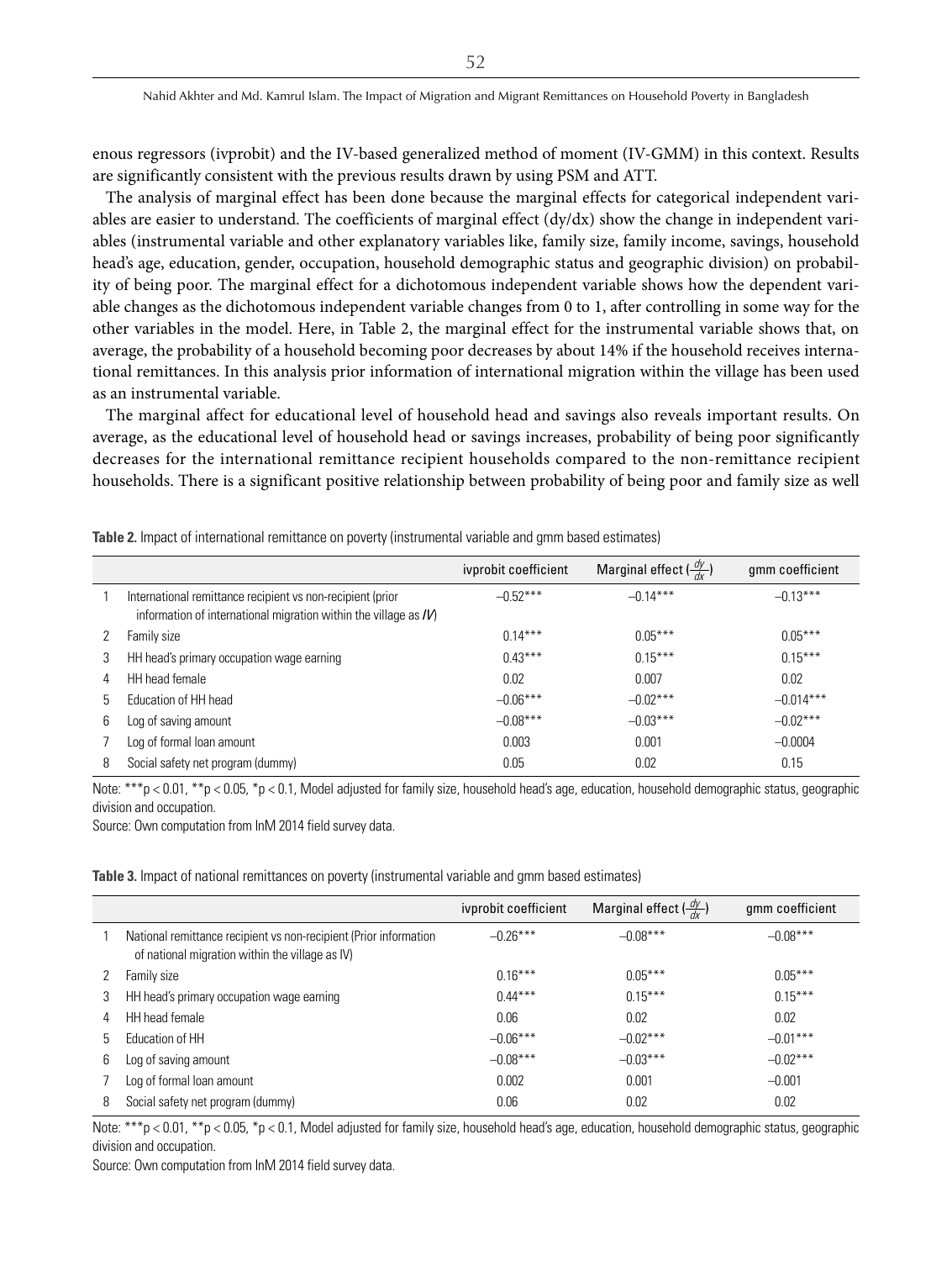enous regressors (ivprobit) and the IV-based generalized method of moment (IV-GMM) in this context. Results are significantly consistent with the previous results drawn by using PSM and ATT.

The analysis of marginal effect has been done because the marginal effects for categorical independent variables are easier to understand. The coefficients of marginal effect (dy/dx) show the change in independent variables (instrumental variable and other explanatory variables like, family size, family income, savings, household head's age, education, gender, occupation, household demographic status and geographic division) on probability of being poor. The marginal effect for a dichotomous independent variable shows how the dependent variable changes as the dichotomous independent variable changes from 0 to 1, after controlling in some way for the other variables in the model. Here, in Table 2, the marginal effect for the instrumental variable shows that, on average, the probability of a household becoming poor decreases by about 14% if the household receives international remittances. In this analysis prior information of international migration within the village has been used as an instrumental variable.

The marginal affect for educational level of household head and savings also reveals important results. On average, as the educational level of household head or savings increases, probability of being poor significantly decreases for the international remittance recipient households compared to the non-remittance recipient households. There is a significant positive relationship between probability of being poor and family size as well

**Table 2.** Impact of international remittance on poverty (instrumental variable and gmm based estimates)

| | | ivprobit coefficient | Marginal effect ($\frac{dy}{dx}$) | gmm coefficient |
|---|---|---|---|---|
| 1 | International remittance recipient vs non-recipient (prior information of international migration within the village as *IV*) | −0.52*** | −0.14*** | −0.13*** |
| 2 | Family size | 0.14*** | 0.05*** | 0.05*** |
| 3 | HH head's primary occupation wage earning | 0.43*** | 0.15*** | 0.15*** |
| 4 | HH head female | 0.02 | 0.007 | 0.02 |
| 5 | Education of HH head | −0.06*** | −0.02*** | −0.014*** |
| 6 | Log of saving amount | −0.08*** | −0.03*** | −0.02*** |
| 7 | Log of formal loan amount | 0.003 | 0.001 | −0.0004 |
| 8 | Social safety net program (dummy) | 0.05 | 0.02 | 0.15 |

Note: ***$p < 0.01$, **$p < 0.05$, *$p < 0.1$, Model adjusted for family size, household head's age, education, household demographic status, geographic division and occupation.

Source: Own computation from InM 2014 field survey data.

**Table 3.** Impact of national remittances on poverty (instrumental variable and gmm based estimates)

| | | ivprobit coefficient | Marginal effect ($\frac{dy}{dx}$) | gmm coefficient |
|---|---|---|---|---|
| 1 | National remittance recipient vs non-recipient (Prior information of national migration within the village as IV) | −0.26*** | −0.08*** | −0.08*** |
| 2 | Family size | 0.16*** | 0.05*** | 0.05*** |
| 3 | HH head's primary occupation wage earning | 0.44*** | 0.15*** | 0.15*** |
| 4 | HH head female | 0.06 | 0.02 | 0.02 |
| 5 | Education of HH | −0.06*** | −0.02*** | −0.01*** |
| 6 | Log of saving amount | −0.08*** | −0.03*** | −0.02*** |
| 7 | Log of formal loan amount | 0.002 | 0.001 | −0.001 |
| 8 | Social safety net program (dummy) | 0.06 | 0.02 | 0.02 |

Note: ***$p < 0.01$, **$p < 0.05$, *$p < 0.1$, Model adjusted for family size, household head's age, education, household demographic status, geographic division and occupation.

Source: Own computation from InM 2014 field survey data.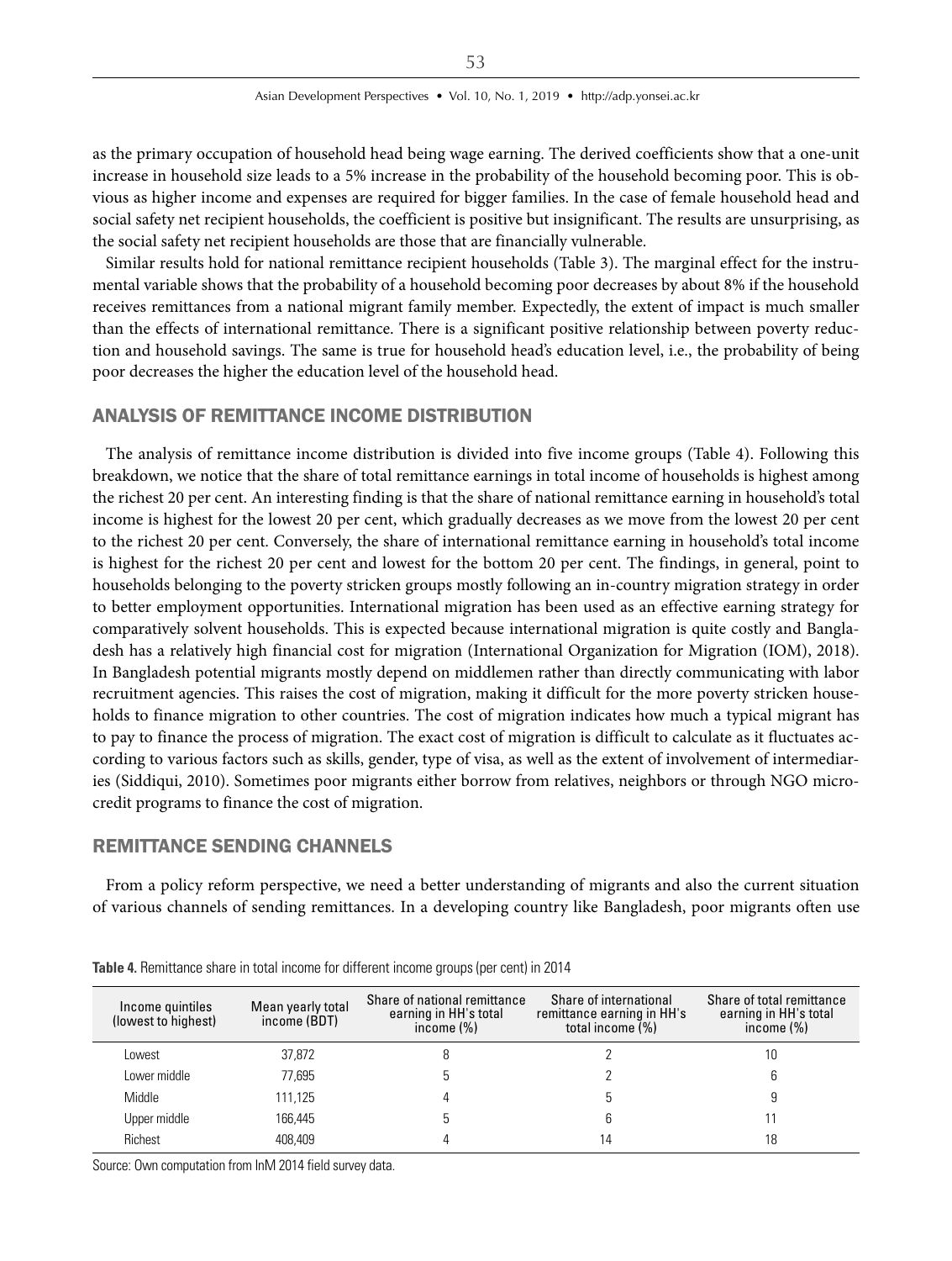as the primary occupation of household head being wage earning. The derived coefficients show that a one-unit increase in household size leads to a 5% increase in the probability of the household becoming poor. This is obvious as higher income and expenses are required for bigger families. In the case of female household head and social safety net recipient households, the coefficient is positive but insignificant. The results are unsurprising, as the social safety net recipient households are those that are financially vulnerable.

Similar results hold for national remittance recipient households (Table 3). The marginal effect for the instrumental variable shows that the probability of a household becoming poor decreases by about 8% if the household receives remittances from a national migrant family member. Expectedly, the extent of impact is much smaller than the effects of international remittance. There is a significant positive relationship between poverty reduction and household savings. The same is true for household head's education level, i.e., the probability of being poor decreases the higher the education level of the household head.

## ANALYSIS OF REMITTANCE INCOME DISTRIBUTION

The analysis of remittance income distribution is divided into five income groups (Table 4). Following this breakdown, we notice that the share of total remittance earnings in total income of households is highest among the richest 20 per cent. An interesting finding is that the share of national remittance earning in household's total income is highest for the lowest 20 per cent, which gradually decreases as we move from the lowest 20 per cent to the richest 20 per cent. Conversely, the share of international remittance earning in household's total income is highest for the richest 20 per cent and lowest for the bottom 20 per cent. The findings, in general, point to households belonging to the poverty stricken groups mostly following an in-country migration strategy in order to better employment opportunities. International migration has been used as an effective earning strategy for comparatively solvent households. This is expected because international migration is quite costly and Bangladesh has a relatively high financial cost for migration (International Organization for Migration (IOM), 2018). In Bangladesh potential migrants mostly depend on middlemen rather than directly communicating with labor recruitment agencies. This raises the cost of migration, making it difficult for the more poverty stricken households to finance migration to other countries. The cost of migration indicates how much a typical migrant has to pay to finance the process of migration. The exact cost of migration is difficult to calculate as it fluctuates according to various factors such as skills, gender, type of visa, as well as the extent of involvement of intermediaries (Siddiqui, 2010). Sometimes poor migrants either borrow from relatives, neighbors or through NGO micro-credit programs to finance the cost of migration.

## REMITTANCE SENDING CHANNELS

From a policy reform perspective, we need a better understanding of migrants and also the current situation of various channels of sending remittances. In a developing country like Bangladesh, poor migrants often use

**Table 4.** Remittance share in total income for different income groups (per cent) in 2014

| Income quintiles (lowest to highest) | Mean yearly total income (BDT) | Share of national remittance earning in HH's total income (%) | Share of international remittance earning in HH's total income (%) | Share of total remittance earning in HH's total income (%) |
|---|---|---|---|---|
| Lowest | 37,872 | 8 | 2 | 10 |
| Lower middle | 77,695 | 5 | 2 | 6 |
| Middle | 111,125 | 4 | 5 | 9 |
| Upper middle | 166,445 | 5 | 6 | 11 |
| Richest | 408,409 | 4 | 14 | 18 |

Source: Own computation from InM 2014 field survey data.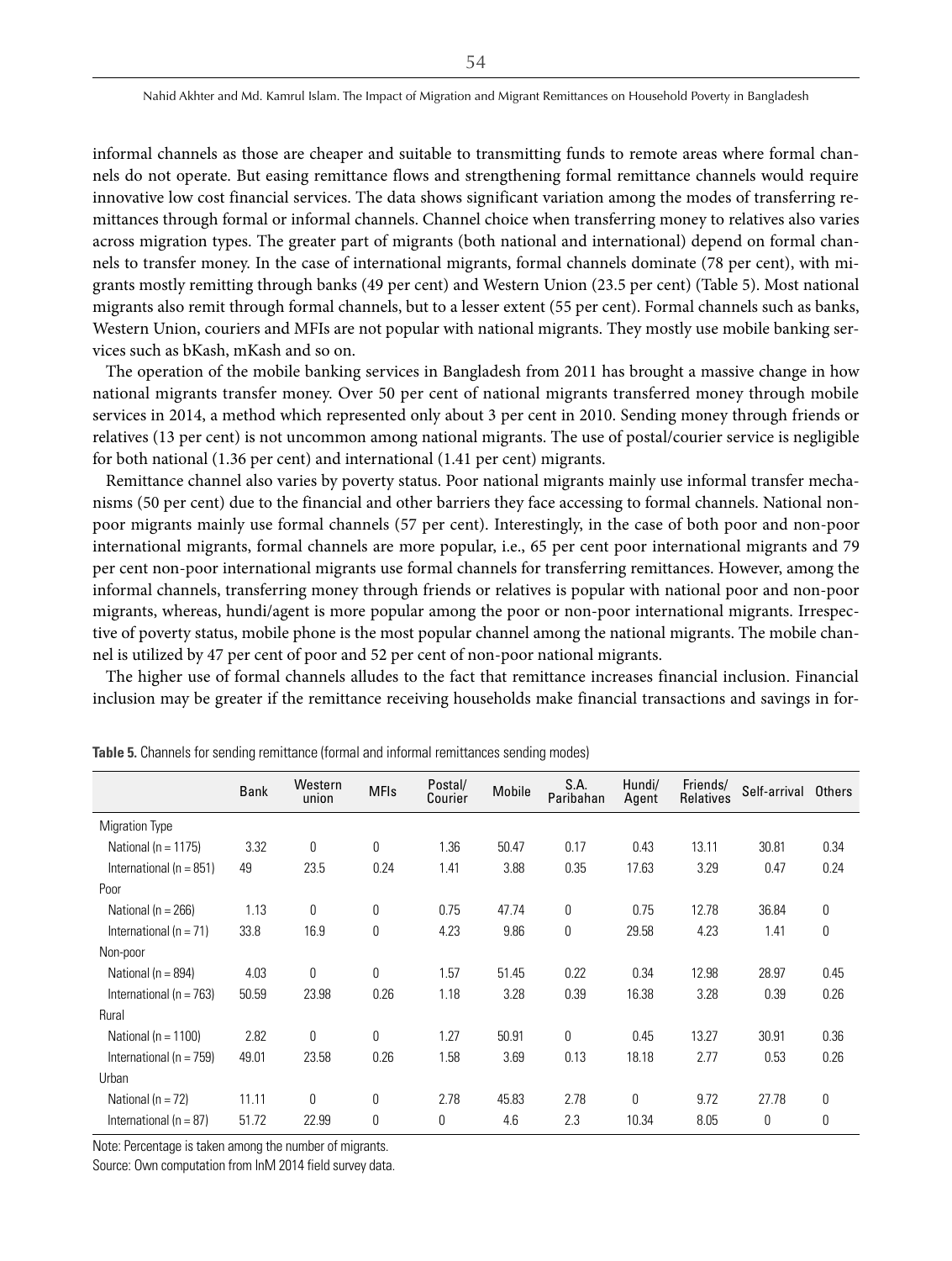informal channels as those are cheaper and suitable to transmitting funds to remote areas where formal channels do not operate. But easing remittance flows and strengthening formal remittance channels would require innovative low cost financial services. The data shows significant variation among the modes of transferring remittances through formal or informal channels. Channel choice when transferring money to relatives also varies across migration types. The greater part of migrants (both national and international) depend on formal channels to transfer money. In the case of international migrants, formal channels dominate (78 per cent), with migrants mostly remitting through banks (49 per cent) and Western Union (23.5 per cent) (Table 5). Most national migrants also remit through formal channels, but to a lesser extent (55 per cent). Formal channels such as banks, Western Union, couriers and MFIs are not popular with national migrants. They mostly use mobile banking services such as bKash, mKash and so on.

The operation of the mobile banking services in Bangladesh from 2011 has brought a massive change in how national migrants transfer money. Over 50 per cent of national migrants transferred money through mobile services in 2014, a method which represented only about 3 per cent in 2010. Sending money through friends or relatives (13 per cent) is not uncommon among national migrants. The use of postal/courier service is negligible for both national (1.36 per cent) and international (1.41 per cent) migrants.

Remittance channel also varies by poverty status. Poor national migrants mainly use informal transfer mechanisms (50 per cent) due to the financial and other barriers they face accessing to formal channels. National non-poor migrants mainly use formal channels (57 per cent). Interestingly, in the case of both poor and non-poor international migrants, formal channels are more popular, i.e., 65 per cent poor international migrants and 79 per cent non-poor international migrants use formal channels for transferring remittances. However, among the informal channels, transferring money through friends or relatives is popular with national poor and non-poor migrants, whereas, hundi/agent is more popular among the poor or non-poor international migrants. Irrespective of poverty status, mobile phone is the most popular channel among the national migrants. The mobile channel is utilized by 47 per cent of poor and 52 per cent of non-poor national migrants.

The higher use of formal channels alludes to the fact that remittance increases financial inclusion. Financial inclusion may be greater if the remittance receiving households make financial transactions and savings in for-

**Table 5.** Channels for sending remittance (formal and informal remittances sending modes)

| | Bank | Western union | MFIs | Postal/ Courier | Mobile | S.A. Paribahan | Hundi/ Agent | Friends/ Relatives | Self-arrival | Others |
|---|---|---|---|---|---|---|---|---|---|---|
| Migration Type | | | | | | | | | | |
| National (n = 1175) | 3.32 | 0 | 0 | 1.36 | 50.47 | 0.17 | 0.43 | 13.11 | 30.81 | 0.34 |
| International (n = 851) | 49 | 23.5 | 0.24 | 1.41 | 3.88 | 0.35 | 17.63 | 3.29 | 0.47 | 0.24 |
| Poor | | | | | | | | | | |
| National (n = 266) | 1.13 | 0 | 0 | 0.75 | 47.74 | 0 | 0.75 | 12.78 | 36.84 | 0 |
| International (n = 71) | 33.8 | 16.9 | 0 | 4.23 | 9.86 | 0 | 29.58 | 4.23 | 1.41 | 0 |
| Non-poor | | | | | | | | | | |
| National (n = 894) | 4.03 | 0 | 0 | 1.57 | 51.45 | 0.22 | 0.34 | 12.98 | 28.97 | 0.45 |
| International (n = 763) | 50.59 | 23.98 | 0.26 | 1.18 | 3.28 | 0.39 | 16.38 | 3.28 | 0.39 | 0.26 |
| Rural | | | | | | | | | | |
| National (n = 1100) | 2.82 | 0 | 0 | 1.27 | 50.91 | 0 | 0.45 | 13.27 | 30.91 | 0.36 |
| International (n = 759) | 49.01 | 23.58 | 0.26 | 1.58 | 3.69 | 0.13 | 18.18 | 2.77 | 0.53 | 0.26 |
| Urban | | | | | | | | | | |
| National (n = 72) | 11.11 | 0 | 0 | 2.78 | 45.83 | 2.78 | 0 | 9.72 | 27.78 | 0 |
| International (n = 87) | 51.72 | 22.99 | 0 | 0 | 4.6 | 2.3 | 10.34 | 8.05 | 0 | 0 |

Note: Percentage is taken among the number of migrants.

Source: Own computation from InM 2014 field survey data.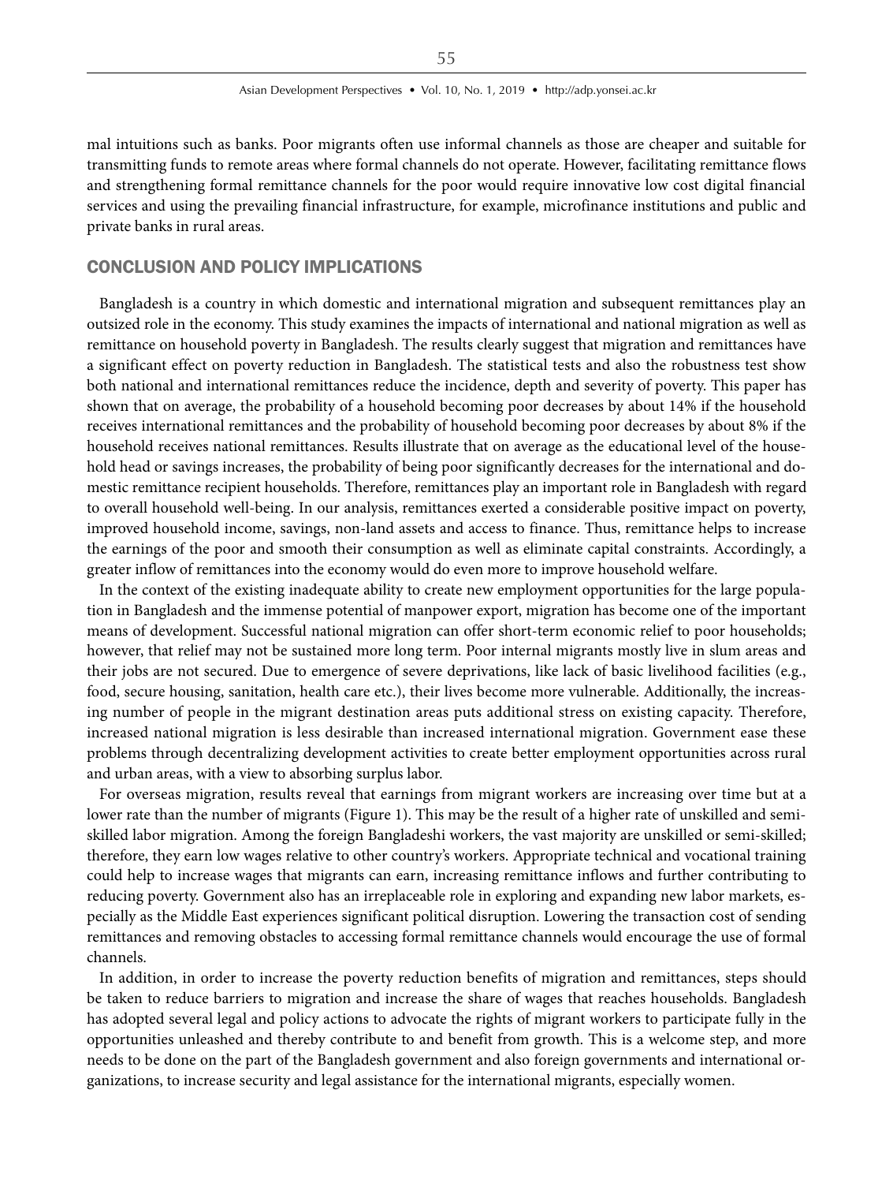mal intuitions such as banks. Poor migrants often use informal channels as those are cheaper and suitable for transmitting funds to remote areas where formal channels do not operate. However, facilitating remittance flows and strengthening formal remittance channels for the poor would require innovative low cost digital financial services and using the prevailing financial infrastructure, for example, microfinance institutions and public and private banks in rural areas.

## CONCLUSION AND POLICY IMPLICATIONS

Bangladesh is a country in which domestic and international migration and subsequent remittances play an outsized role in the economy. This study examines the impacts of international and national migration as well as remittance on household poverty in Bangladesh. The results clearly suggest that migration and remittances have a significant effect on poverty reduction in Bangladesh. The statistical tests and also the robustness test show both national and international remittances reduce the incidence, depth and severity of poverty. This paper has shown that on average, the probability of a household becoming poor decreases by about 14% if the household receives international remittances and the probability of household becoming poor decreases by about 8% if the household receives national remittances. Results illustrate that on average as the educational level of the household head or savings increases, the probability of being poor significantly decreases for the international and domestic remittance recipient households. Therefore, remittances play an important role in Bangladesh with regard to overall household well-being. In our analysis, remittances exerted a considerable positive impact on poverty, improved household income, savings, non-land assets and access to finance. Thus, remittance helps to increase the earnings of the poor and smooth their consumption as well as eliminate capital constraints. Accordingly, a greater inflow of remittances into the economy would do even more to improve household welfare.

In the context of the existing inadequate ability to create new employment opportunities for the large population in Bangladesh and the immense potential of manpower export, migration has become one of the important means of development. Successful national migration can offer short-term economic relief to poor households; however, that relief may not be sustained more long term. Poor internal migrants mostly live in slum areas and their jobs are not secured. Due to emergence of severe deprivations, like lack of basic livelihood facilities (e.g., food, secure housing, sanitation, health care etc.), their lives become more vulnerable. Additionally, the increasing number of people in the migrant destination areas puts additional stress on existing capacity. Therefore, increased national migration is less desirable than increased international migration. Government ease these problems through decentralizing development activities to create better employment opportunities across rural and urban areas, with a view to absorbing surplus labor.

For overseas migration, results reveal that earnings from migrant workers are increasing over time but at a lower rate than the number of migrants (Figure 1). This may be the result of a higher rate of unskilled and semi-skilled labor migration. Among the foreign Bangladeshi workers, the vast majority are unskilled or semi-skilled; therefore, they earn low wages relative to other country's workers. Appropriate technical and vocational training could help to increase wages that migrants can earn, increasing remittance inflows and further contributing to reducing poverty. Government also has an irreplaceable role in exploring and expanding new labor markets, especially as the Middle East experiences significant political disruption. Lowering the transaction cost of sending remittances and removing obstacles to accessing formal remittance channels would encourage the use of formal channels.

In addition, in order to increase the poverty reduction benefits of migration and remittances, steps should be taken to reduce barriers to migration and increase the share of wages that reaches households. Bangladesh has adopted several legal and policy actions to advocate the rights of migrant workers to participate fully in the opportunities unleashed and thereby contribute to and benefit from growth. This is a welcome step, and more needs to be done on the part of the Bangladesh government and also foreign governments and international organizations, to increase security and legal assistance for the international migrants, especially women.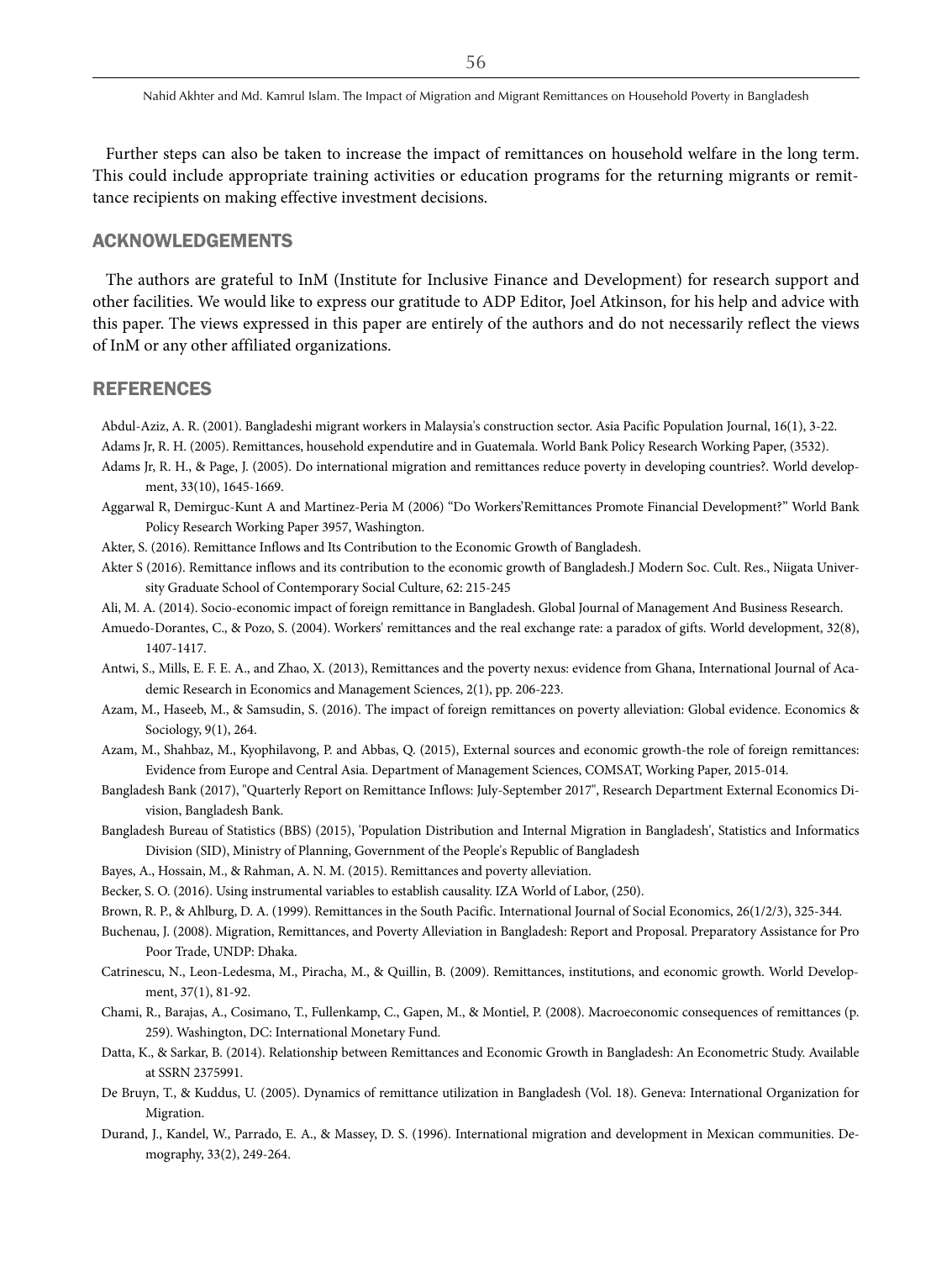Further steps can also be taken to increase the impact of remittances on household welfare in the long term. This could include appropriate training activities or education programs for the returning migrants or remittance recipients on making effective investment decisions.

## ACKNOWLEDGEMENTS

The authors are grateful to InM (Institute for Inclusive Finance and Development) for research support and other facilities. We would like to express our gratitude to ADP Editor, Joel Atkinson, for his help and advice with this paper. The views expressed in this paper are entirely of the authors and do not necessarily reflect the views of InM or any other affiliated organizations.

## REFERENCES

Abdul-Aziz, A. R. (2001). Bangladeshi migrant workers in Malaysia's construction sector. Asia Pacific Population Journal, 16(1), 3-22.

Adams Jr, R. H. (2005). Remittances, household expendutire and in Guatemala. World Bank Policy Research Working Paper, (3532).

Adams Jr, R. H., & Page, J. (2005). Do international migration and remittances reduce poverty in developing countries?. World development, 33(10), 1645-1669.

Aggarwal R, Demirguc-Kunt A and Martinez-Peria M (2006) "Do Workers'Remittances Promote Financial Development?" World Bank Policy Research Working Paper 3957, Washington.

Akter, S. (2016). Remittance Inflows and Its Contribution to the Economic Growth of Bangladesh.

Akter S (2016). Remittance inflows and its contribution to the economic growth of Bangladesh.J Modern Soc. Cult. Res., Niigata University Graduate School of Contemporary Social Culture, 62: 215-245

Ali, M. A. (2014). Socio-economic impact of foreign remittance in Bangladesh. Global Journal of Management And Business Research.

Amuedo-Dorantes, C., & Pozo, S. (2004). Workers' remittances and the real exchange rate: a paradox of gifts. World development, 32(8), 1407-1417.

Antwi, S., Mills, E. F. E. A., and Zhao, X. (2013), Remittances and the poverty nexus: evidence from Ghana, International Journal of Academic Research in Economics and Management Sciences, 2(1), pp. 206-223.

Azam, M., Haseeb, M., & Samsudin, S. (2016). The impact of foreign remittances on poverty alleviation: Global evidence. Economics & Sociology, 9(1), 264.

Azam, M., Shahbaz, M., Kyophilavong, P. and Abbas, Q. (2015), External sources and economic growth-the role of foreign remittances: Evidence from Europe and Central Asia. Department of Management Sciences, COMSAT, Working Paper, 2015-014.

Bangladesh Bank (2017), "Quarterly Report on Remittance Inflows: July-September 2017", Research Department External Economics Division, Bangladesh Bank.

Bangladesh Bureau of Statistics (BBS) (2015), 'Population Distribution and Internal Migration in Bangladesh', Statistics and Informatics Division (SID), Ministry of Planning, Government of the People's Republic of Bangladesh

Bayes, A., Hossain, M., & Rahman, A. N. M. (2015). Remittances and poverty alleviation.

Becker, S. O. (2016). Using instrumental variables to establish causality. IZA World of Labor, (250).

Brown, R. P., & Ahlburg, D. A. (1999). Remittances in the South Pacific. International Journal of Social Economics, 26(1/2/3), 325-344.

Buchenau, J. (2008). Migration, Remittances, and Poverty Alleviation in Bangladesh: Report and Proposal. Preparatory Assistance for Pro Poor Trade, UNDP: Dhaka.

Catrinescu, N., Leon-Ledesma, M., Piracha, M., & Quillin, B. (2009). Remittances, institutions, and economic growth. World Development, 37(1), 81-92.

Chami, R., Barajas, A., Cosimano, T., Fullenkamp, C., Gapen, M., & Montiel, P. (2008). Macroeconomic consequences of remittances (p. 259). Washington, DC: International Monetary Fund.

Datta, K., & Sarkar, B. (2014). Relationship between Remittances and Economic Growth in Bangladesh: An Econometric Study. Available at SSRN 2375991.

De Bruyn, T., & Kuddus, U. (2005). Dynamics of remittance utilization in Bangladesh (Vol. 18). Geneva: International Organization for Migration.

Durand, J., Kandel, W., Parrado, E. A., & Massey, D. S. (1996). International migration and development in Mexican communities. Demography, 33(2), 249-264.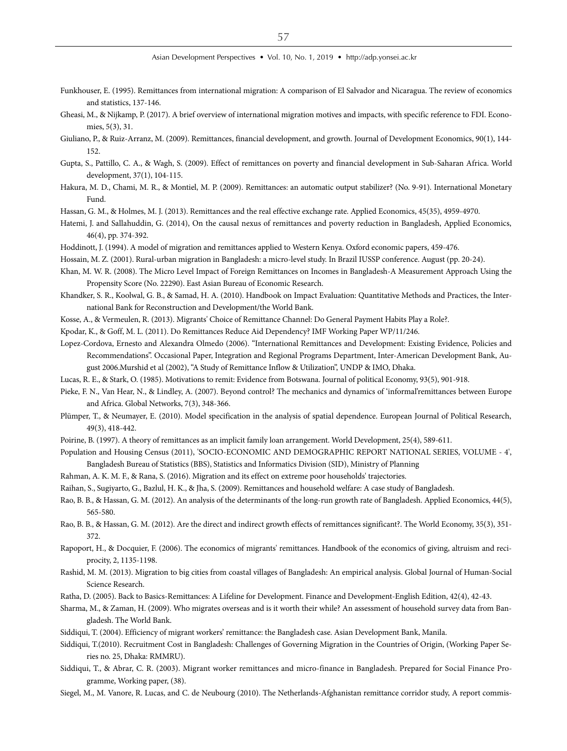Funkhouser, E. (1995). Remittances from international migration: A comparison of El Salvador and Nicaragua. The review of economics and statistics, 137-146.

Gheasi, M., & Nijkamp, P. (2017). A brief overview of international migration motives and impacts, with specific reference to FDI. Economies, 5(3), 31.

Giuliano, P., & Ruiz-Arranz, M. (2009). Remittances, financial development, and growth. Journal of Development Economics, 90(1), 144-152.

Gupta, S., Pattillo, C. A., & Wagh, S. (2009). Effect of remittances on poverty and financial development in Sub-Saharan Africa. World development, 37(1), 104-115.

Hakura, M. D., Chami, M. R., & Montiel, M. P. (2009). Remittances: an automatic output stabilizer? (No. 9-91). International Monetary Fund.

Hassan, G. M., & Holmes, M. J. (2013). Remittances and the real effective exchange rate. Applied Economics, 45(35), 4959-4970.

Hatemi, J. and Sallahuddin, G. (2014), On the causal nexus of remittances and poverty reduction in Bangladesh, Applied Economics, 46(4), pp. 374-392.

Hoddinott, J. (1994). A model of migration and remittances applied to Western Kenya. Oxford economic papers, 459-476.

Hossain, M. Z. (2001). Rural-urban migration in Bangladesh: a micro-level study. In Brazil IUSSP conference. August (pp. 20-24).

Khan, M. W. R. (2008). The Micro Level Impact of Foreign Remittances on Incomes in Bangladesh-A Measurement Approach Using the Propensity Score (No. 22290). East Asian Bureau of Economic Research.

Khandker, S. R., Koolwal, G. B., & Samad, H. A. (2010). Handbook on Impact Evaluation: Quantitative Methods and Practices, the International Bank for Reconstruction and Development/the World Bank.

Kosse, A., & Vermeulen, R. (2013). Migrants' Choice of Remittance Channel: Do General Payment Habits Play a Role?.

Kpodar, K., & Goff, M. L. (2011). Do Remittances Reduce Aid Dependency? IMF Working Paper WP/11/246.

Lopez-Cordova, Ernesto and Alexandra Olmedo (2006). "International Remittances and Development: Existing Evidence, Policies and Recommendations". Occasional Paper, Integration and Regional Programs Department, Inter-American Development Bank, August 2006.Murshid et al (2002), "A Study of Remittance Inflow & Utilization", UNDP & IMO, Dhaka.

Lucas, R. E., & Stark, O. (1985). Motivations to remit: Evidence from Botswana. Journal of political Economy, 93(5), 901-918.

Pieke, F. N., Van Hear, N., & Lindley, A. (2007). Beyond control? The mechanics and dynamics of 'informal'remittances between Europe and Africa. Global Networks, 7(3), 348-366.

Plümper, T., & Neumayer, E. (2010). Model specification in the analysis of spatial dependence. European Journal of Political Research, 49(3), 418-442.

Poirine, B. (1997). A theory of remittances as an implicit family loan arrangement. World Development, 25(4), 589-611.

Population and Housing Census (2011), 'SOCIO-ECONOMIC AND DEMOGRAPHIC REPORT NATIONAL SERIES, VOLUME - 4', Bangladesh Bureau of Statistics (BBS), Statistics and Informatics Division (SID), Ministry of Planning

Rahman, A. K. M. F., & Rana, S. (2016). Migration and its effect on extreme poor households' trajectories.

Raihan, S., Sugiyarto, G., Bazlul, H. K., & Jha, S. (2009). Remittances and household welfare: A case study of Bangladesh.

Rao, B. B., & Hassan, G. M. (2012). An analysis of the determinants of the long-run growth rate of Bangladesh. Applied Economics, 44(5), 565-580.

Rao, B. B., & Hassan, G. M. (2012). Are the direct and indirect growth effects of remittances significant?. The World Economy, 35(3), 351-372.

Rapoport, H., & Docquier, F. (2006). The economics of migrants' remittances. Handbook of the economics of giving, altruism and reciprocity, 2, 1135-1198.

Rashid, M. M. (2013). Migration to big cities from coastal villages of Bangladesh: An empirical analysis. Global Journal of Human-Social Science Research.

Ratha, D. (2005). Back to Basics-Remittances: A Lifeline for Development. Finance and Development-English Edition, 42(4), 42-43.

Sharma, M., & Zaman, H. (2009). Who migrates overseas and is it worth their while? An assessment of household survey data from Bangladesh. The World Bank.

Siddiqui, T. (2004). Efficiency of migrant workers' remittance: the Bangladesh case. Asian Development Bank, Manila.

Siddiqui, T.(2010). Recruitment Cost in Bangladesh: Challenges of Governing Migration in the Countries of Origin, (Working Paper Series no. 25, Dhaka: RMMRU).

Siddiqui, T., & Abrar, C. R. (2003). Migrant worker remittances and micro-finance in Bangladesh. Prepared for Social Finance Programme, Working paper, (38).

Siegel, M., M. Vanore, R. Lucas, and C. de Neubourg (2010). The Netherlands-Afghanistan remittance corridor study, A report commis-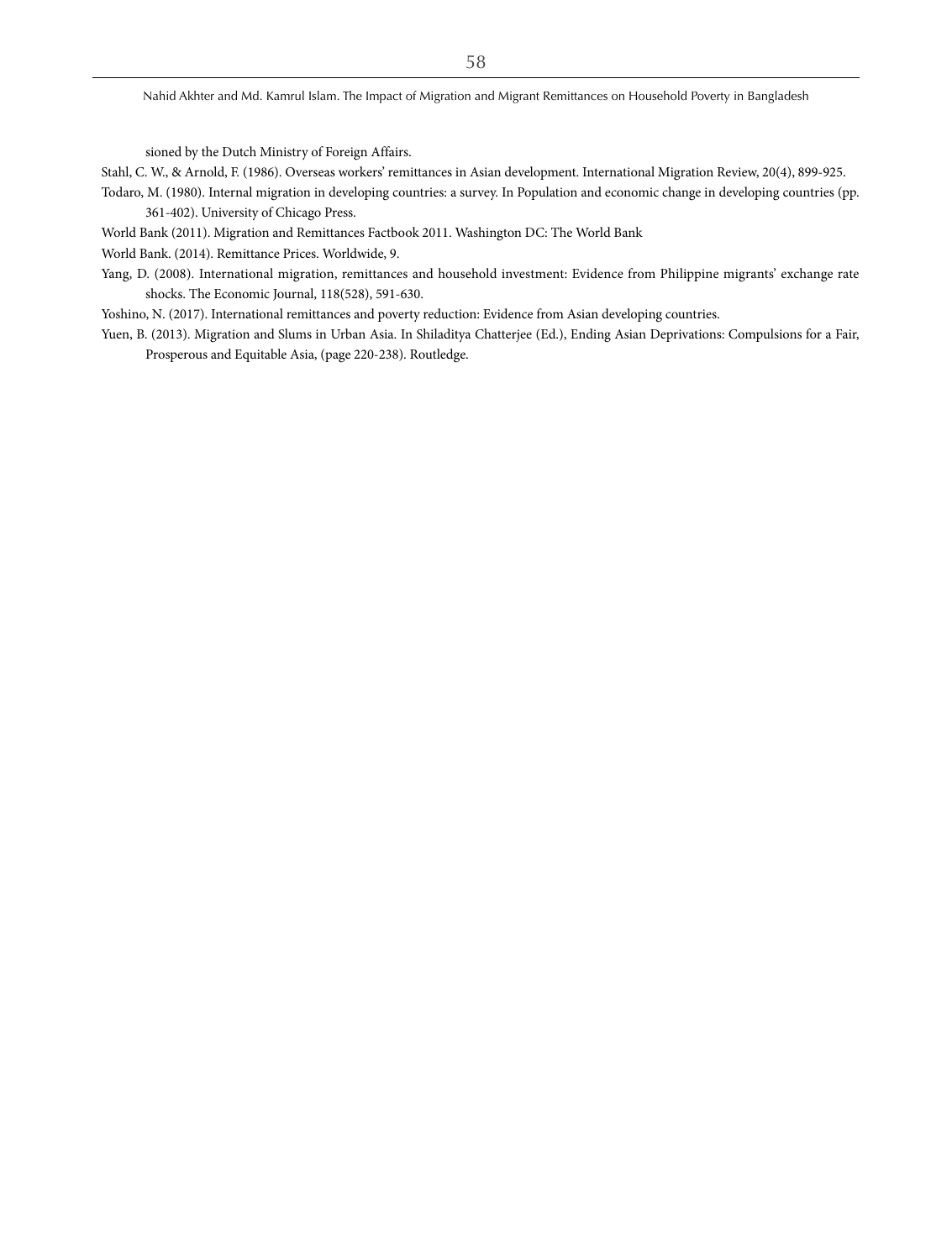sioned by the Dutch Ministry of Foreign Affairs.

Stahl, C. W., & Arnold, F. (1986). Overseas workers' remittances in Asian development. International Migration Review, 20(4), 899-925.

Todaro, M. (1980). Internal migration in developing countries: a survey. In Population and economic change in developing countries (pp. 361-402). University of Chicago Press.

World Bank (2011). Migration and Remittances Factbook 2011. Washington DC: The World Bank

World Bank. (2014). Remittance Prices. Worldwide, 9.

Yang, D. (2008). International migration, remittances and household investment: Evidence from Philippine migrants' exchange rate shocks. The Economic Journal, 118(528), 591-630.

Yoshino, N. (2017). International remittances and poverty reduction: Evidence from Asian developing countries.

Yuen, B. (2013). Migration and Slums in Urban Asia. In Shiladitya Chatterjee (Ed.), Ending Asian Deprivations: Compulsions for a Fair, Prosperous and Equitable Asia, (page 220-238). Routledge.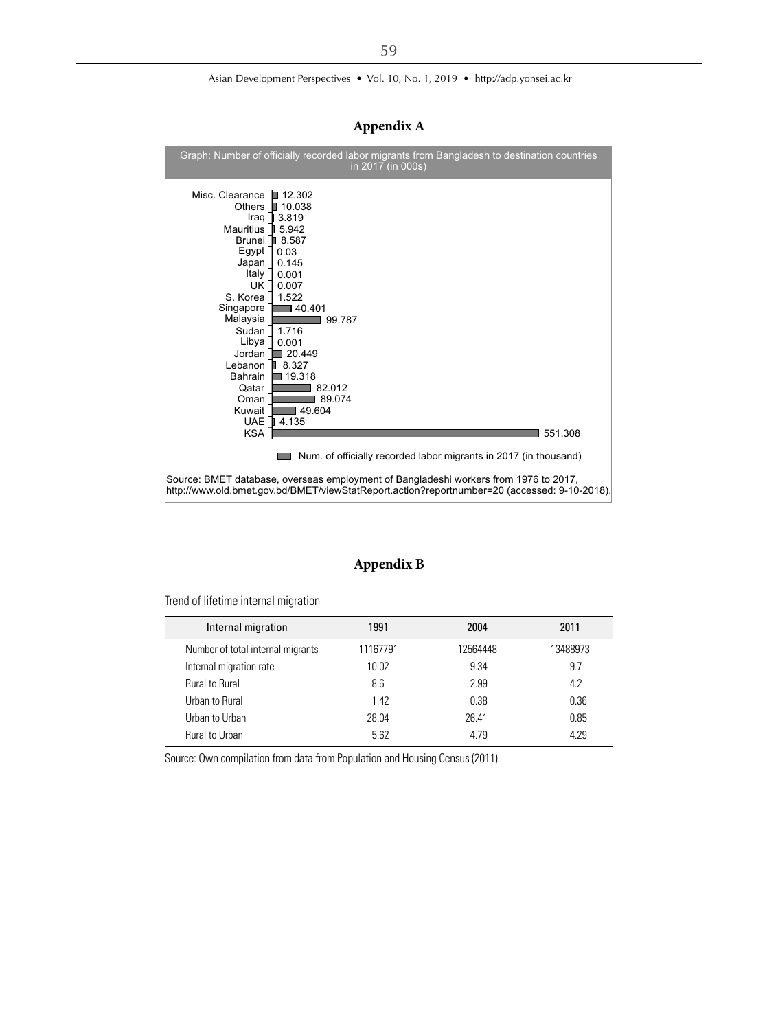## Appendix A

Graph: Number of officially recorded labor migrants from Bangladesh to destination countries in 2017 (in 000s)

Misc. Clearance 12.302
Others 10.038
Iraq 3.819
Mauritius 5.942
Brunei 8.587
Egypt 0.03
Japan 0.145
Italy 0.001
UK 0.007
S. Korea 1.522
Singapore 40.401
Malaysia 99.787
Sudan 1.716
Libya 0.001
Jordan 20.449
Lebanon 8.327
Bahrain 19.318
Qatar 82.012
Oman 89.074
Kuwait 49.604
UAE 4.135
KSA 551.308

Num. of officially recorded labor migrants in 2017 (in thousand)

Source: BMET database, overseas employment of Bangladeshi workers from 1976 to 2017, http://www.old.bmet.gov.bd/BMET/viewStatReport.action?reportnumber=20 (accessed: 9-10-2018).

## Appendix B

Trend of lifetime internal migration

| Internal migration | 1991 | 2004 | 2011 |
|---|---|---|---|
| Number of total internal migrants | 11167791 | 12564448 | 13488973 |
| Internal migration rate | 10.02 | 9.34 | 9.7 |
| Rural to Rural | 8.6 | 2.99 | 4.2 |
| Urban to Rural | 1.42 | 0.38 | 0.36 |
| Urban to Urban | 28.04 | 26.41 | 0.85 |
| Rural to Urban | 5.62 | 4.79 | 4.29 |

Source: Own compilation from data from Population and Housing Census (2011).